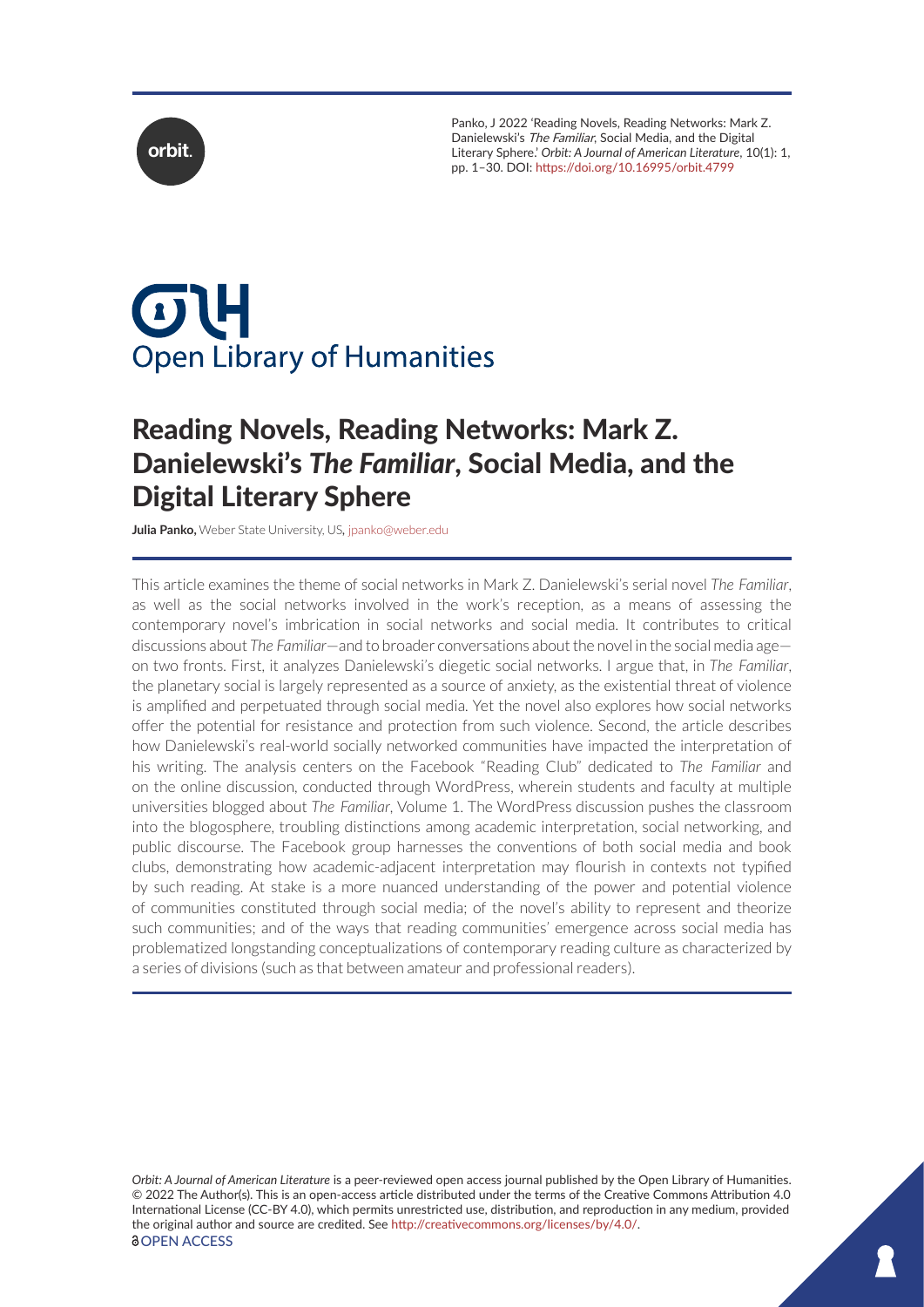Panko, J 2022 'Reading Novels, Reading Networks: Mark Z. Danielewski's *The Familiar*, Social Media, and the Digital Literary Sphere.' *Orbit: A Journal of American Literature*, 10(1): 1, pp. 1–30. DOI: https://doi.org/10.16995/orbit.4799

# Reading Novels, Reading Networks: Mark Z. Danielewski's *The Familiar*, Social Media, and the Digital Literary Sphere

**Julia Panko,** Weber State University, US, jpanko@weber.edu

This article examines the theme of social networks in Mark Z. Danielewski's serial novel *The Familiar*, as well as the social networks involved in the work's reception, as a means of assessing the contemporary novel's imbrication in social networks and social media. It contributes to critical discussions about *The Familiar*—and to broader conversations about the novel in the social media age—on two fronts. First, it analyzes Danielewski's diegetic social networks. I argue that, in *The Familiar*, the planetary social is largely represented as a source of anxiety, as the existential threat of violence is amplified and perpetuated through social media. Yet the novel also explores how social networks offer the potential for resistance and protection from such violence. Second, the article describes how Danielewski's real-world socially networked communities have impacted the interpretation of his writing. The analysis centers on the Facebook "Reading Club" dedicated to *The Familiar* and on the online discussion, conducted through WordPress, wherein students and faculty at multiple universities blogged about *The Familiar*, Volume 1. The WordPress discussion pushes the classroom into the blogosphere, troubling distinctions among academic interpretation, social networking, and public discourse. The Facebook group harnesses the conventions of both social media and book clubs, demonstrating how academic-adjacent interpretation may flourish in contexts not typified by such reading. At stake is a more nuanced understanding of the power and potential violence of communities constituted through social media; of the novel's ability to represent and theorize such communities; and of the ways that reading communities' emergence across social media has problematized longstanding conceptualizations of contemporary reading culture as characterized by a series of divisions (such as that between amateur and professional readers).

*Orbit: A Journal of American Literature* is a peer-reviewed open access journal published by the Open Library of Humanities. © 2022 The Author(s). This is an open-access article distributed under the terms of the Creative Commons Attribution 4.0 International License (CC-BY 4.0), which permits unrestricted use, distribution, and reproduction in any medium, provided the original author and source are credited. See http://creativecommons.org/licenses/by/4.0/.

OPEN ACCESS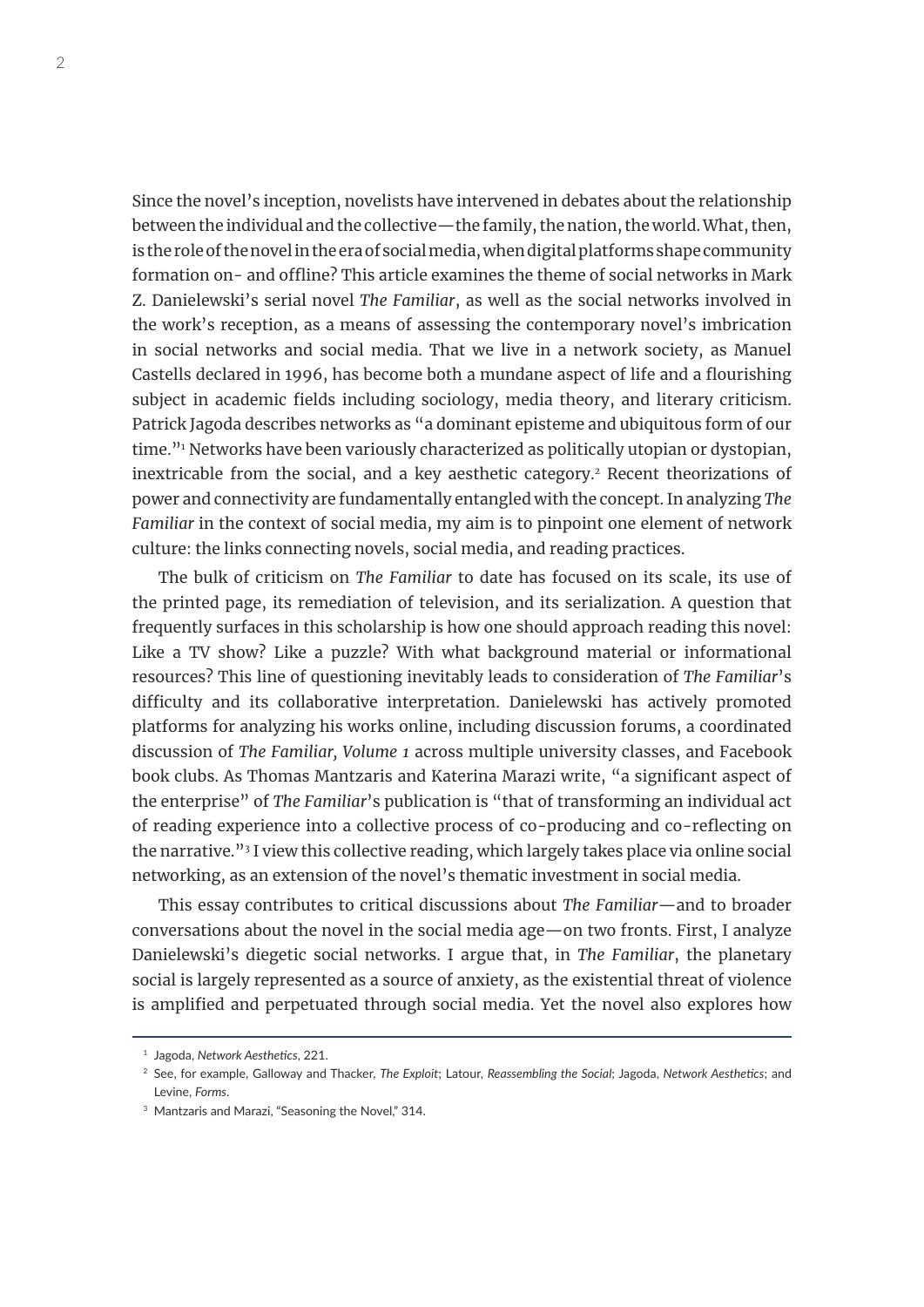Since the novel's inception, novelists have intervened in debates about the relationship between the individual and the collective—the family, the nation, the world. What, then, is the role of the novel in the era of social media, when digital platforms shape community formation on- and offline? This article examines the theme of social networks in Mark Z. Danielewski's serial novel *The Familiar*, as well as the social networks involved in the work's reception, as a means of assessing the contemporary novel's imbrication in social networks and social media. That we live in a network society, as Manuel Castells declared in 1996, has become both a mundane aspect of life and a flourishing subject in academic fields including sociology, media theory, and literary criticism. Patrick Jagoda describes networks as "a dominant episteme and ubiquitous form of our time."[1] Networks have been variously characterized as politically utopian or dystopian, inextricable from the social, and a key aesthetic category.[2] Recent theorizations of power and connectivity are fundamentally entangled with the concept. In analyzing *The Familiar* in the context of social media, my aim is to pinpoint one element of network culture: the links connecting novels, social media, and reading practices.

The bulk of criticism on *The Familiar* to date has focused on its scale, its use of the printed page, its remediation of television, and its serialization. A question that frequently surfaces in this scholarship is how one should approach reading this novel: Like a TV show? Like a puzzle? With what background material or informational resources? This line of questioning inevitably leads to consideration of *The Familiar*'s difficulty and its collaborative interpretation. Danielewski has actively promoted platforms for analyzing his works online, including discussion forums, a coordinated discussion of *The Familiar, Volume 1* across multiple university classes, and Facebook book clubs. As Thomas Mantzaris and Katerina Marazi write, "a significant aspect of the enterprise" of *The Familiar*'s publication is "that of transforming an individual act of reading experience into a collective process of co-producing and co-reflecting on the narrative."[3] I view this collective reading, which largely takes place via online social networking, as an extension of the novel's thematic investment in social media.

This essay contributes to critical discussions about *The Familiar*—and to broader conversations about the novel in the social media age—on two fronts. First, I analyze Danielewski's diegetic social networks. I argue that, in *The Familiar*, the planetary social is largely represented as a source of anxiety, as the existential threat of violence is amplified and perpetuated through social media. Yet the novel also explores how

---

[1] Jagoda, *Network Aesthetics*, 221.

[2] See, for example, Galloway and Thacker, *The Exploit*; Latour, *Reassembling the Social*; Jagoda, *Network Aesthetics*; and Levine, *Forms*.

[3] Mantzaris and Marazi, "Seasoning the Novel," 314.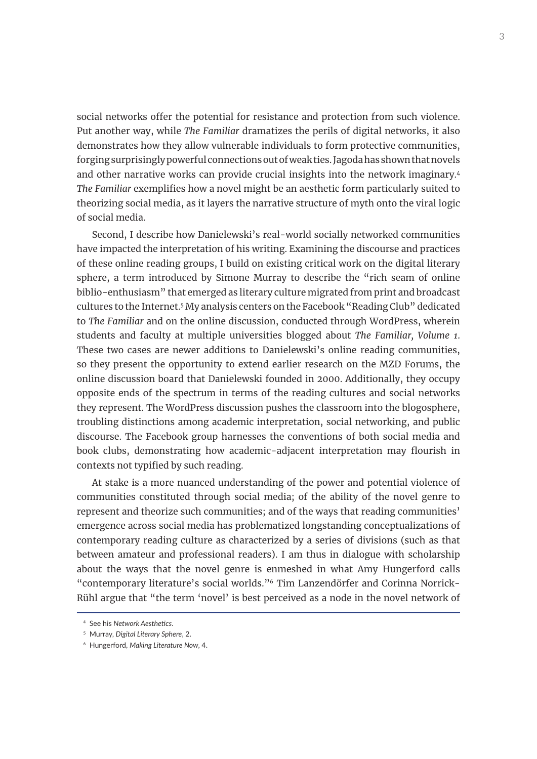social networks offer the potential for resistance and protection from such violence. Put another way, while *The Familiar* dramatizes the perils of digital networks, it also demonstrates how they allow vulnerable individuals to form protective communities, forging surprisingly powerful connections out of weak ties. Jagoda has shown that novels and other narrative works can provide crucial insights into the network imaginary.[4] *The Familiar* exemplifies how a novel might be an aesthetic form particularly suited to theorizing social media, as it layers the narrative structure of myth onto the viral logic of social media.

Second, I describe how Danielewski's real-world socially networked communities have impacted the interpretation of his writing. Examining the discourse and practices of these online reading groups, I build on existing critical work on the digital literary sphere, a term introduced by Simone Murray to describe the "rich seam of online biblio-enthusiasm" that emerged as literary culture migrated from print and broadcast cultures to the Internet.[5] My analysis centers on the Facebook "Reading Club" dedicated to *The Familiar* and on the online discussion, conducted through WordPress, wherein students and faculty at multiple universities blogged about *The Familiar, Volume 1*. These two cases are newer additions to Danielewski's online reading communities, so they present the opportunity to extend earlier research on the MZD Forums, the online discussion board that Danielewski founded in 2000. Additionally, they occupy opposite ends of the spectrum in terms of the reading cultures and social networks they represent. The WordPress discussion pushes the classroom into the blogosphere, troubling distinctions among academic interpretation, social networking, and public discourse. The Facebook group harnesses the conventions of both social media and book clubs, demonstrating how academic-adjacent interpretation may flourish in contexts not typified by such reading.

At stake is a more nuanced understanding of the power and potential violence of communities constituted through social media; of the ability of the novel genre to represent and theorize such communities; and of the ways that reading communities' emergence across social media has problematized longstanding conceptualizations of contemporary reading culture as characterized by a series of divisions (such as that between amateur and professional readers). I am thus in dialogue with scholarship about the ways that the novel genre is enmeshed in what Amy Hungerford calls "contemporary literature's social worlds."[6] Tim Lanzendörfer and Corinna Norrick-Rühl argue that "the term 'novel' is best perceived as a node in the novel network of

---

[4] See his *Network Aesthetics*.

[5] Murray, *Digital Literary Sphere*, 2.

[6] Hungerford, *Making Literature Now*, 4.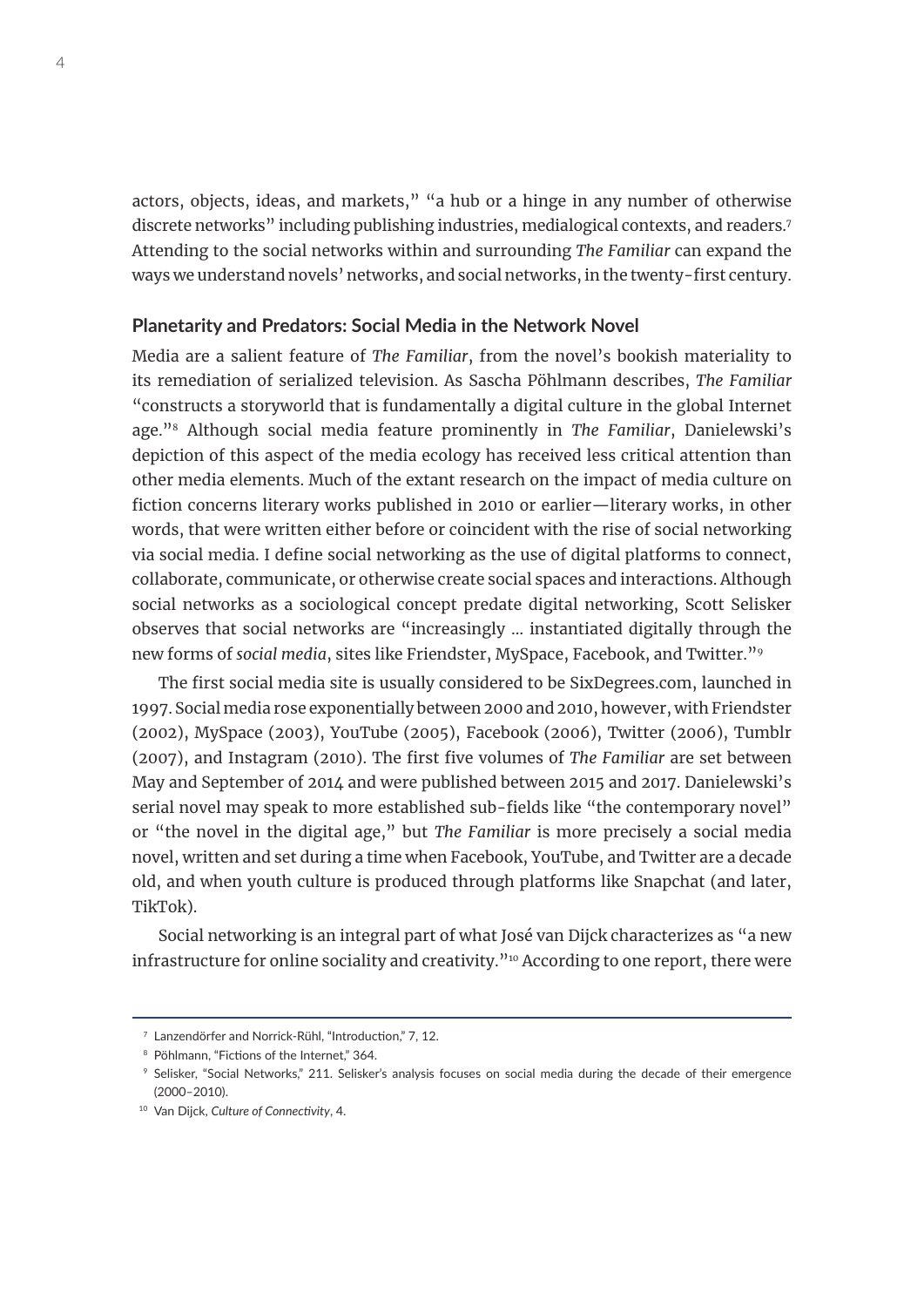actors, objects, ideas, and markets," "a hub or a hinge in any number of otherwise discrete networks" including publishing industries, medialogical contexts, and readers.[7] Attending to the social networks within and surrounding *The Familiar* can expand the ways we understand novels' networks, and social networks, in the twenty-first century.

### Planetarity and Predators: Social Media in the Network Novel

Media are a salient feature of *The Familiar*, from the novel's bookish materiality to its remediation of serialized television. As Sascha Pöhlmann describes, *The Familiar* "constructs a storyworld that is fundamentally a digital culture in the global Internet age."[8] Although social media feature prominently in *The Familiar*, Danielewski's depiction of this aspect of the media ecology has received less critical attention than other media elements. Much of the extant research on the impact of media culture on fiction concerns literary works published in 2010 or earlier—literary works, in other words, that were written either before or coincident with the rise of social networking via social media. I define social networking as the use of digital platforms to connect, collaborate, communicate, or otherwise create social spaces and interactions. Although social networks as a sociological concept predate digital networking, Scott Selisker observes that social networks are "increasingly … instantiated digitally through the new forms of *social media*, sites like Friendster, MySpace, Facebook, and Twitter."[9]

The first social media site is usually considered to be SixDegrees.com, launched in 1997. Social media rose exponentially between 2000 and 2010, however, with Friendster (2002), MySpace (2003), YouTube (2005), Facebook (2006), Twitter (2006), Tumblr (2007), and Instagram (2010). The first five volumes of *The Familiar* are set between May and September of 2014 and were published between 2015 and 2017. Danielewski's serial novel may speak to more established sub-fields like "the contemporary novel" or "the novel in the digital age," but *The Familiar* is more precisely a social media novel, written and set during a time when Facebook, YouTube, and Twitter are a decade old, and when youth culture is produced through platforms like Snapchat (and later, TikTok).

Social networking is an integral part of what José van Dijck characterizes as "a new infrastructure for online sociality and creativity."[10] According to one report, there were

---

[7] Lanzendörfer and Norrick-Rühl, "Introduction," 7, 12.

[8] Pöhlmann, "Fictions of the Internet," 364.

[9] Selisker, "Social Networks," 211. Selisker's analysis focuses on social media during the decade of their emergence (2000–2010).

[10] Van Dijck, *Culture of Connectivity*, 4.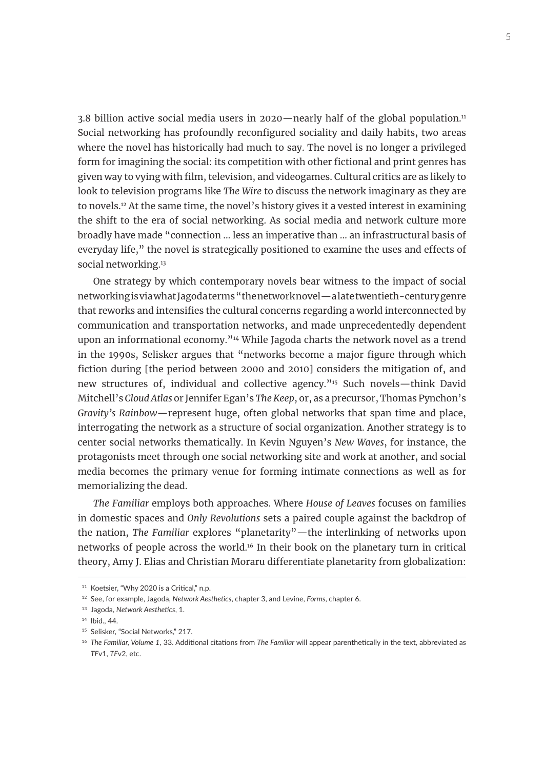3.8 billion active social media users in 2020—nearly half of the global population.[11] Social networking has profoundly reconfigured sociality and daily habits, two areas where the novel has historically had much to say. The novel is no longer a privileged form for imagining the social: its competition with other fictional and print genres has given way to vying with film, television, and videogames. Cultural critics are as likely to look to television programs like *The Wire* to discuss the network imaginary as they are to novels.[12] At the same time, the novel's history gives it a vested interest in examining the shift to the era of social networking. As social media and network culture more broadly have made "connection … less an imperative than … an infrastructural basis of everyday life," the novel is strategically positioned to examine the uses and effects of social networking.[13]

One strategy by which contemporary novels bear witness to the impact of social networking is via what Jagoda terms "the network novel—a late twentieth-century genre that reworks and intensifies the cultural concerns regarding a world interconnected by communication and transportation networks, and made unprecedentedly dependent upon an informational economy."[14] While Jagoda charts the network novel as a trend in the 1990s, Selisker argues that "networks become a major figure through which fiction during [the period between 2000 and 2010] considers the mitigation of, and new structures of, individual and collective agency."[15] Such novels—think David Mitchell's *Cloud Atlas* or Jennifer Egan's *The Keep*, or, as a precursor, Thomas Pynchon's *Gravity's Rainbow*—represent huge, often global networks that span time and place, interrogating the network as a structure of social organization. Another strategy is to center social networks thematically. In Kevin Nguyen's *New Waves*, for instance, the protagonists meet through one social networking site and work at another, and social media becomes the primary venue for forming intimate connections as well as for memorializing the dead.

*The Familiar* employs both approaches. Where *House of Leaves* focuses on families in domestic spaces and *Only Revolutions* sets a paired couple against the backdrop of the nation, *The Familiar* explores "planetarity"—the interlinking of networks upon networks of people across the world.[16] In their book on the planetary turn in critical theory, Amy J. Elias and Christian Moraru differentiate planetarity from globalization:

---

[11] Koetsier, "Why 2020 is a Critical," n.p.

[12] See, for example, Jagoda, *Network Aesthetics*, chapter 3, and Levine, *Forms*, chapter 6.

[13] Jagoda, *Network Aesthetics*, 1.

[14] Ibid., 44.

[15] Selisker, "Social Networks," 217.

[16] *The Familiar, Volume 1*, 33. Additional citations from *The Familiar* will appear parenthetically in the text, abbreviated as *TF*v1, *TF*v2, etc.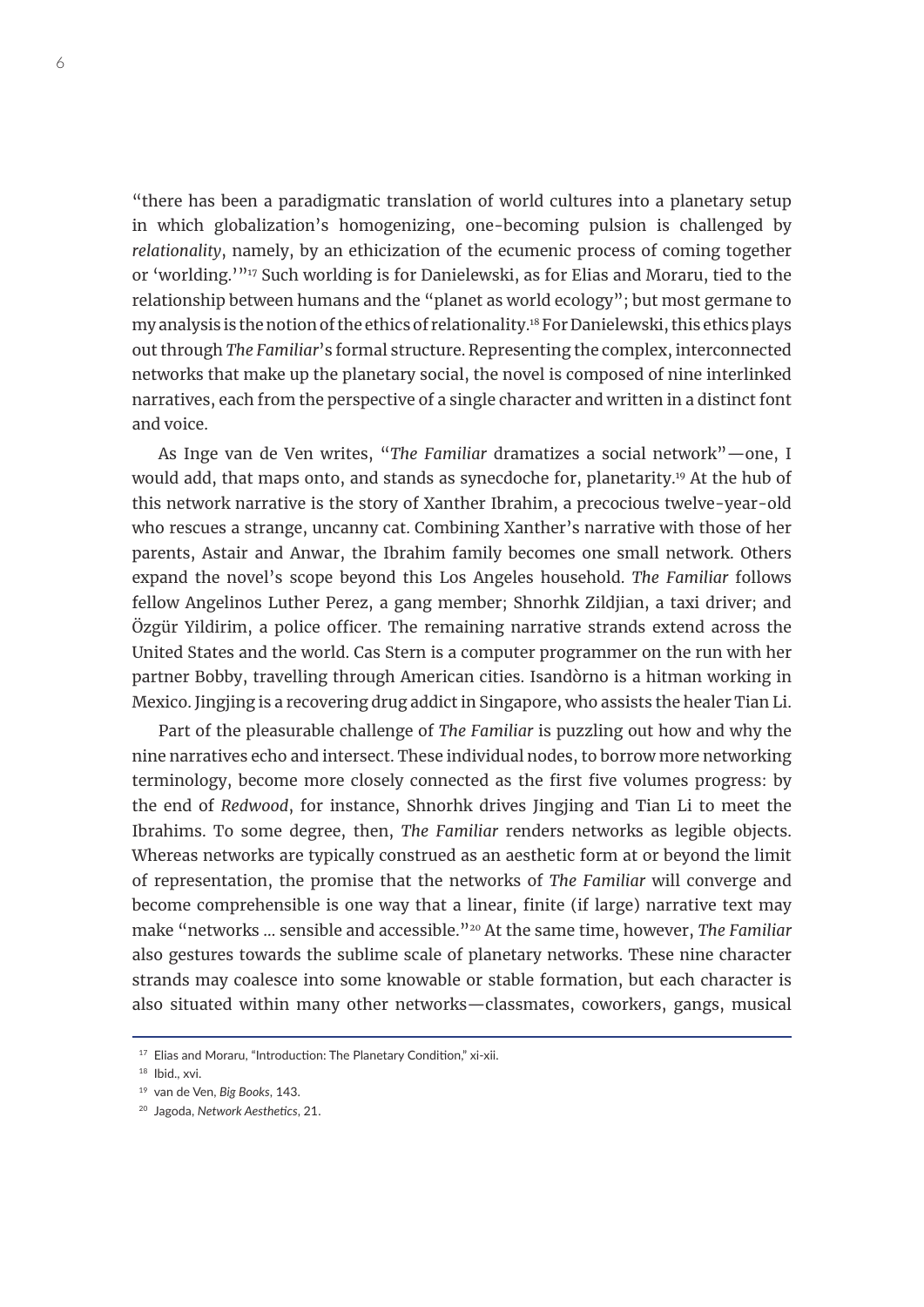"there has been a paradigmatic translation of world cultures into a planetary setup in which globalization's homogenizing, one-becoming pulsion is challenged by *relationality*, namely, by an ethicization of the ecumenic process of coming together or 'worlding.'"[17] Such worlding is for Danielewski, as for Elias and Moraru, tied to the relationship between humans and the "planet as world ecology"; but most germane to my analysis is the notion of the ethics of relationality.[18] For Danielewski, this ethics plays out through *The Familiar*'s formal structure. Representing the complex, interconnected networks that make up the planetary social, the novel is composed of nine interlinked narratives, each from the perspective of a single character and written in a distinct font and voice.

As Inge van de Ven writes, "*The Familiar* dramatizes a social network"—one, I would add, that maps onto, and stands as synecdoche for, planetarity.[19] At the hub of this network narrative is the story of Xanther Ibrahim, a precocious twelve-year-old who rescues a strange, uncanny cat. Combining Xanther's narrative with those of her parents, Astair and Anwar, the Ibrahim family becomes one small network. Others expand the novel's scope beyond this Los Angeles household. *The Familiar* follows fellow Angelinos Luther Perez, a gang member; Shnorhk Zildjian, a taxi driver; and Özgür Yildirim, a police officer. The remaining narrative strands extend across the United States and the world. Cas Stern is a computer programmer on the run with her partner Bobby, travelling through American cities. Isandòrno is a hitman working in Mexico. Jingjing is a recovering drug addict in Singapore, who assists the healer Tian Li.

Part of the pleasurable challenge of *The Familiar* is puzzling out how and why the nine narratives echo and intersect. These individual nodes, to borrow more networking terminology, become more closely connected as the first five volumes progress: by the end of *Redwood*, for instance, Shnorhk drives Jingjing and Tian Li to meet the Ibrahims. To some degree, then, *The Familiar* renders networks as legible objects. Whereas networks are typically construed as an aesthetic form at or beyond the limit of representation, the promise that the networks of *The Familiar* will converge and become comprehensible is one way that a linear, finite (if large) narrative text may make "networks ... sensible and accessible."[20] At the same time, however, *The Familiar* also gestures towards the sublime scale of planetary networks. These nine character strands may coalesce into some knowable or stable formation, but each character is also situated within many other networks—classmates, coworkers, gangs, musical

---

[17] Elias and Moraru, "Introduction: The Planetary Condition," xi-xii.

[18] Ibid., xvi.

[19] van de Ven, *Big Books*, 143.

[20] Jagoda, *Network Aesthetics*, 21.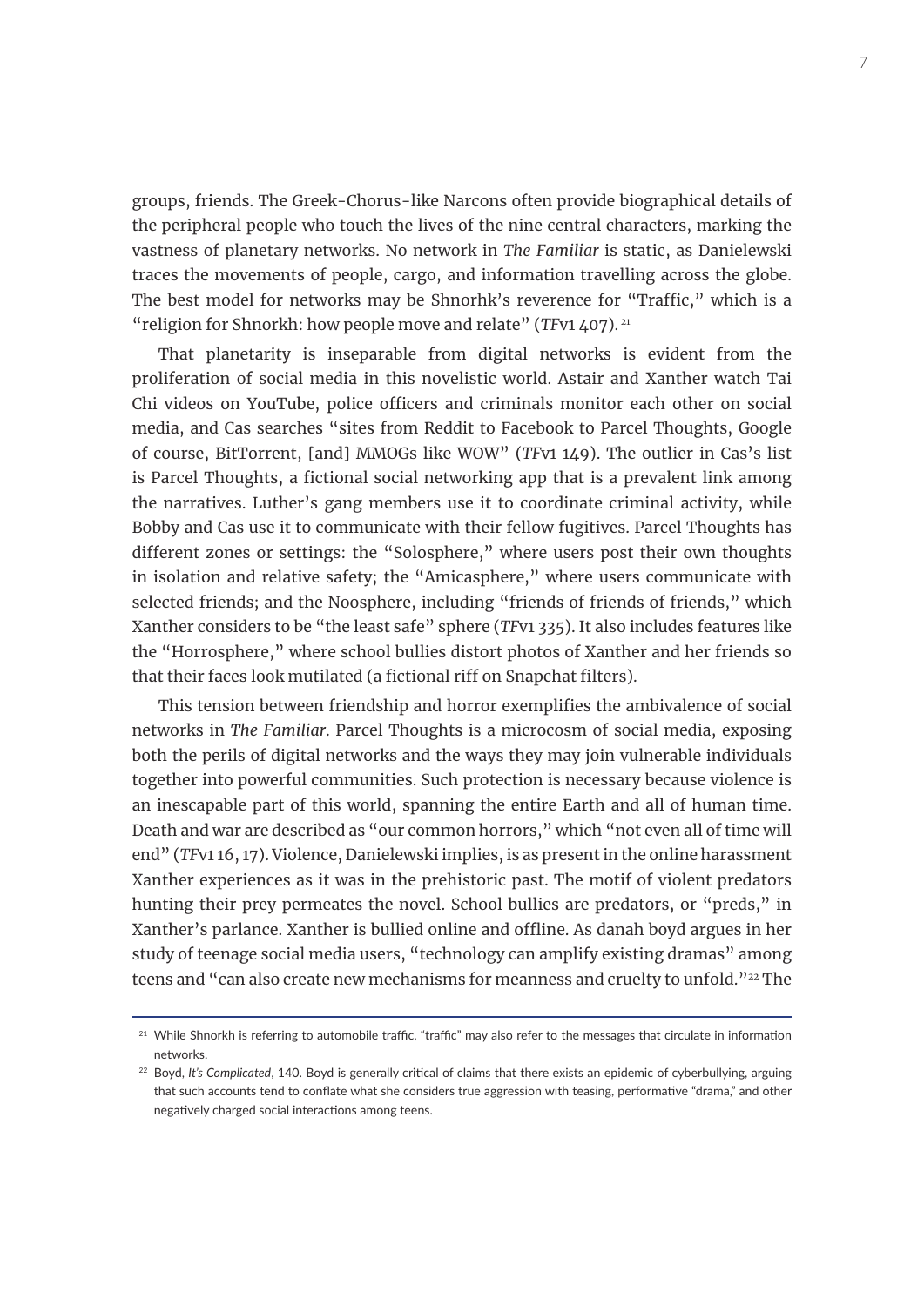groups, friends. The Greek-Chorus-like Narcons often provide biographical details of the peripheral people who touch the lives of the nine central characters, marking the vastness of planetary networks. No network in *The Familiar* is static, as Danielewski traces the movements of people, cargo, and information travelling across the globe. The best model for networks may be Shnorhk's reverence for "Traffic," which is a "religion for Shnorkh: how people move and relate" (*TF*v1 407).[21]

That planetarity is inseparable from digital networks is evident from the proliferation of social media in this novelistic world. Astair and Xanther watch Tai Chi videos on YouTube, police officers and criminals monitor each other on social media, and Cas searches "sites from Reddit to Facebook to Parcel Thoughts, Google of course, BitTorrent, [and] MMOGs like WOW" (*TF*v1 149). The outlier in Cas's list is Parcel Thoughts, a fictional social networking app that is a prevalent link among the narratives. Luther's gang members use it to coordinate criminal activity, while Bobby and Cas use it to communicate with their fellow fugitives. Parcel Thoughts has different zones or settings: the "Solosphere," where users post their own thoughts in isolation and relative safety; the "Amicasphere," where users communicate with selected friends; and the Noosphere, including "friends of friends of friends," which Xanther considers to be "the least safe" sphere (*TF*v1 335). It also includes features like the "Horrosphere," where school bullies distort photos of Xanther and her friends so that their faces look mutilated (a fictional riff on Snapchat filters).

This tension between friendship and horror exemplifies the ambivalence of social networks in *The Familiar*. Parcel Thoughts is a microcosm of social media, exposing both the perils of digital networks and the ways they may join vulnerable individuals together into powerful communities. Such protection is necessary because violence is an inescapable part of this world, spanning the entire Earth and all of human time. Death and war are described as "our common horrors," which "not even all of time will end" (*TF*v1 16, 17). Violence, Danielewski implies, is as present in the online harassment Xanther experiences as it was in the prehistoric past. The motif of violent predators hunting their prey permeates the novel. School bullies are predators, or "preds," in Xanther's parlance. Xanther is bullied online and offline. As danah boyd argues in her study of teenage social media users, "technology can amplify existing dramas" among teens and "can also create new mechanisms for meanness and cruelty to unfold."[22] The

---

[21] While Shnorkh is referring to automobile traffic, "traffic" may also refer to the messages that circulate in information networks.

[22] Boyd, *It's Complicated*, 140. Boyd is generally critical of claims that there exists an epidemic of cyberbullying, arguing that such accounts tend to conflate what she considers true aggression with teasing, performative "drama," and other negatively charged social interactions among teens.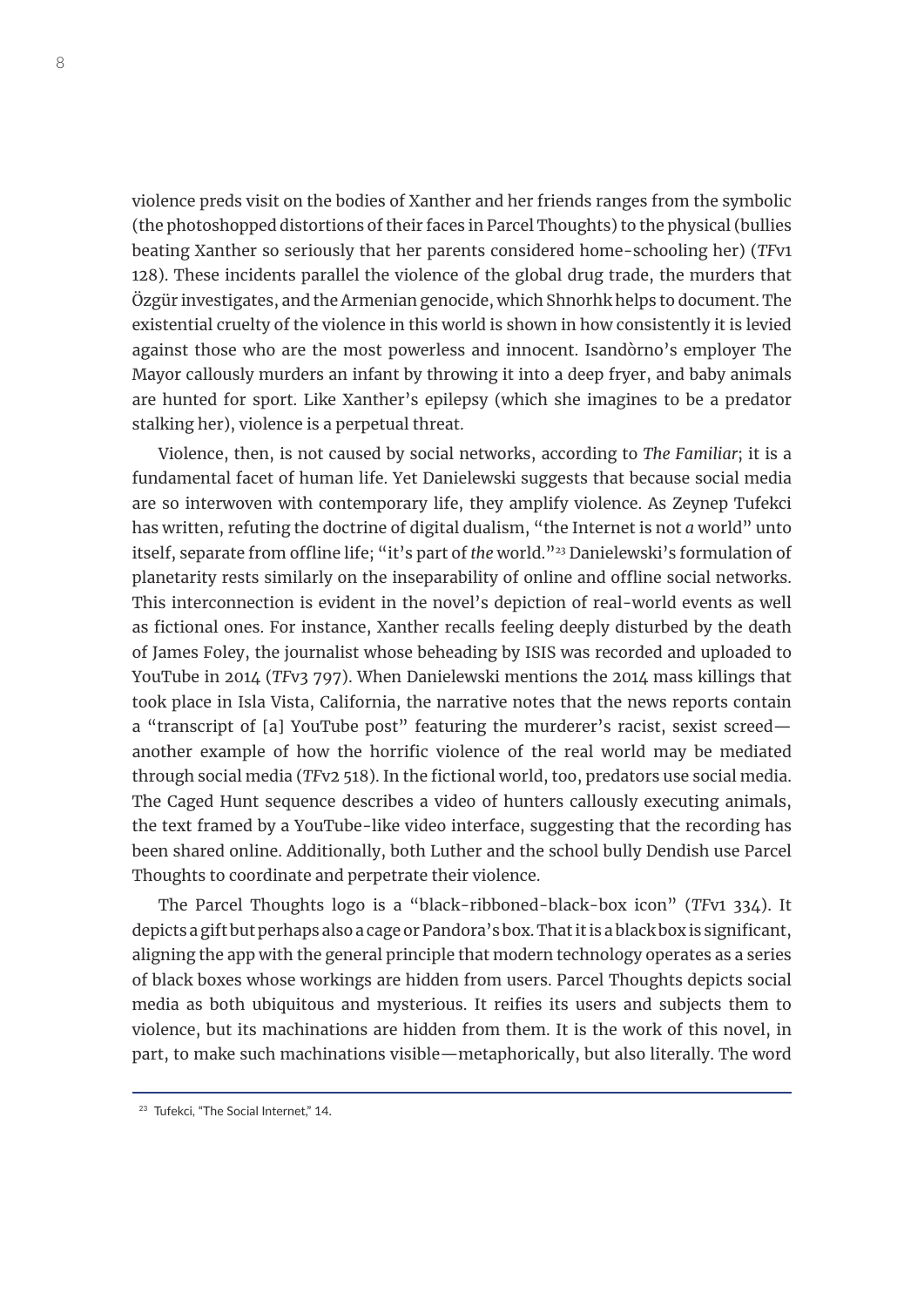violence preds visit on the bodies of Xanther and her friends ranges from the symbolic (the photoshopped distortions of their faces in Parcel Thoughts) to the physical (bullies beating Xanther so seriously that her parents considered home-schooling her) (*TF*v1 128). These incidents parallel the violence of the global drug trade, the murders that Özgür investigates, and the Armenian genocide, which Shnorhk helps to document. The existential cruelty of the violence in this world is shown in how consistently it is levied against those who are the most powerless and innocent. Isandòrno's employer The Mayor callously murders an infant by throwing it into a deep fryer, and baby animals are hunted for sport. Like Xanther's epilepsy (which she imagines to be a predator stalking her), violence is a perpetual threat.

Violence, then, is not caused by social networks, according to *The Familiar*; it is a fundamental facet of human life. Yet Danielewski suggests that because social media are so interwoven with contemporary life, they amplify violence. As Zeynep Tufekci has written, refuting the doctrine of digital dualism, "the Internet is not *a* world" unto itself, separate from offline life; "it's part of *the* world."[23] Danielewski's formulation of planetarity rests similarly on the inseparability of online and offline social networks. This interconnection is evident in the novel's depiction of real-world events as well as fictional ones. For instance, Xanther recalls feeling deeply disturbed by the death of James Foley, the journalist whose beheading by ISIS was recorded and uploaded to YouTube in 2014 (*TF*v3 797). When Danielewski mentions the 2014 mass killings that took place in Isla Vista, California, the narrative notes that the news reports contain a "transcript of [a] YouTube post" featuring the murderer's racist, sexist screed—another example of how the horrific violence of the real world may be mediated through social media (*TF*v2 518). In the fictional world, too, predators use social media. The Caged Hunt sequence describes a video of hunters callously executing animals, the text framed by a YouTube-like video interface, suggesting that the recording has been shared online. Additionally, both Luther and the school bully Dendish use Parcel Thoughts to coordinate and perpetrate their violence.

The Parcel Thoughts logo is a "black-ribboned-black-box icon" (*TF*v1 334). It depicts a gift but perhaps also a cage or Pandora's box. That it is a black box is significant, aligning the app with the general principle that modern technology operates as a series of black boxes whose workings are hidden from users. Parcel Thoughts depicts social media as both ubiquitous and mysterious. It reifies its users and subjects them to violence, but its machinations are hidden from them. It is the work of this novel, in part, to make such machinations visible—metaphorically, but also literally. The word

---

[23] Tufekci, "The Social Internet," 14.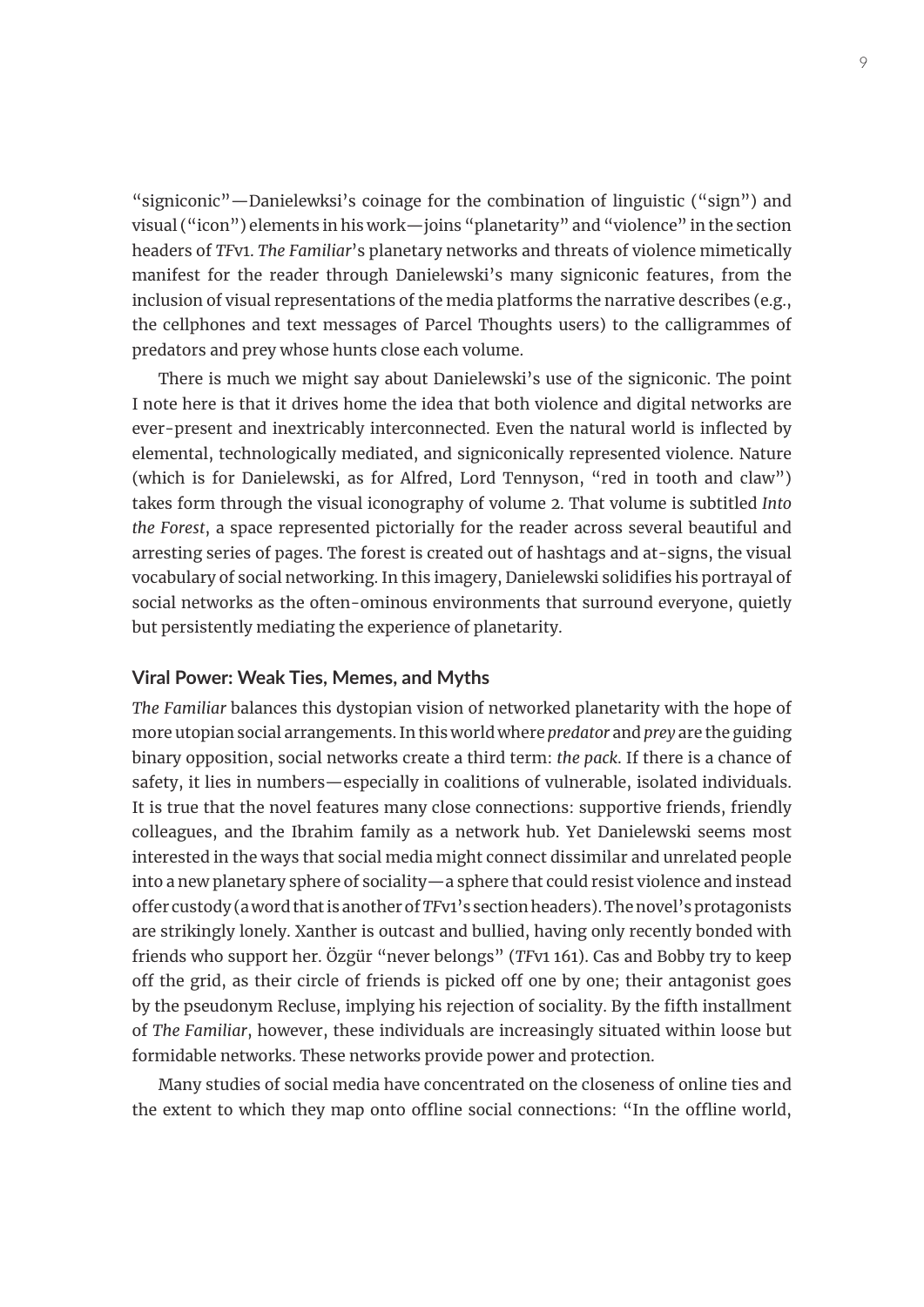"signiconic"—Danielewksi's coinage for the combination of linguistic ("sign") and visual ("icon") elements in his work—joins "planetarity" and "violence" in the section headers of *TF*v1. *The Familiar*'s planetary networks and threats of violence mimetically manifest for the reader through Danielewski's many signiconic features, from the inclusion of visual representations of the media platforms the narrative describes (e.g., the cellphones and text messages of Parcel Thoughts users) to the calligrammes of predators and prey whose hunts close each volume.

There is much we might say about Danielewski's use of the signiconic. The point I note here is that it drives home the idea that both violence and digital networks are ever-present and inextricably interconnected. Even the natural world is inflected by elemental, technologically mediated, and signiconically represented violence. Nature (which is for Danielewski, as for Alfred, Lord Tennyson, "red in tooth and claw") takes form through the visual iconography of volume 2. That volume is subtitled *Into the Forest*, a space represented pictorially for the reader across several beautiful and arresting series of pages. The forest is created out of hashtags and at-signs, the visual vocabulary of social networking. In this imagery, Danielewski solidifies his portrayal of social networks as the often-ominous environments that surround everyone, quietly but persistently mediating the experience of planetarity.

## Viral Power: Weak Ties, Memes, and Myths

*The Familiar* balances this dystopian vision of networked planetarity with the hope of more utopian social arrangements. In this world where *predator* and *prey* are the guiding binary opposition, social networks create a third term: *the pack*. If there is a chance of safety, it lies in numbers—especially in coalitions of vulnerable, isolated individuals. It is true that the novel features many close connections: supportive friends, friendly colleagues, and the Ibrahim family as a network hub. Yet Danielewski seems most interested in the ways that social media might connect dissimilar and unrelated people into a new planetary sphere of sociality—a sphere that could resist violence and instead offer custody (a word that is another of *TF*v1's section headers). The novel's protagonists are strikingly lonely. Xanther is outcast and bullied, having only recently bonded with friends who support her. Özgür "never belongs" (*TF*v1 161). Cas and Bobby try to keep off the grid, as their circle of friends is picked off one by one; their antagonist goes by the pseudonym Recluse, implying his rejection of sociality. By the fifth installment of *The Familiar*, however, these individuals are increasingly situated within loose but formidable networks. These networks provide power and protection.

Many studies of social media have concentrated on the closeness of online ties and the extent to which they map onto offline social connections: "In the offline world,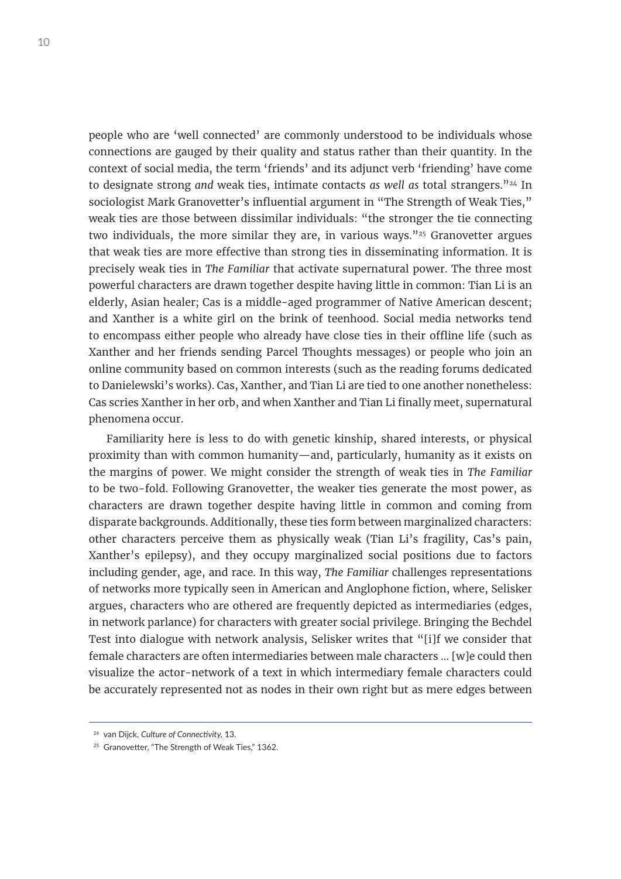people who are 'well connected' are commonly understood to be individuals whose connections are gauged by their quality and status rather than their quantity. In the context of social media, the term 'friends' and its adjunct verb 'friending' have come to designate strong *and* weak ties, intimate contacts *as well as* total strangers."[24] In sociologist Mark Granovetter's influential argument in "The Strength of Weak Ties," weak ties are those between dissimilar individuals: "the stronger the tie connecting two individuals, the more similar they are, in various ways."[25] Granovetter argues that weak ties are more effective than strong ties in disseminating information. It is precisely weak ties in *The Familiar* that activate supernatural power. The three most powerful characters are drawn together despite having little in common: Tian Li is an elderly, Asian healer; Cas is a middle-aged programmer of Native American descent; and Xanther is a white girl on the brink of teenhood. Social media networks tend to encompass either people who already have close ties in their offline life (such as Xanther and her friends sending Parcel Thoughts messages) or people who join an online community based on common interests (such as the reading forums dedicated to Danielewski's works). Cas, Xanther, and Tian Li are tied to one another nonetheless: Cas scries Xanther in her orb, and when Xanther and Tian Li finally meet, supernatural phenomena occur.

Familiarity here is less to do with genetic kinship, shared interests, or physical proximity than with common humanity—and, particularly, humanity as it exists on the margins of power. We might consider the strength of weak ties in *The Familiar* to be two-fold. Following Granovetter, the weaker ties generate the most power, as characters are drawn together despite having little in common and coming from disparate backgrounds. Additionally, these ties form between marginalized characters: other characters perceive them as physically weak (Tian Li's fragility, Cas's pain, Xanther's epilepsy), and they occupy marginalized social positions due to factors including gender, age, and race. In this way, *The Familiar* challenges representations of networks more typically seen in American and Anglophone fiction, where, Selisker argues, characters who are othered are frequently depicted as intermediaries (edges, in network parlance) for characters with greater social privilege. Bringing the Bechdel Test into dialogue with network analysis, Selisker writes that "[i]f we consider that female characters are often intermediaries between male characters … [w]e could then visualize the actor-network of a text in which intermediary female characters could be accurately represented not as nodes in their own right but as mere edges between

---

[24] van Dijck, *Culture of Connectivity*, 13.

[25] Granovetter, "The Strength of Weak Ties," 1362.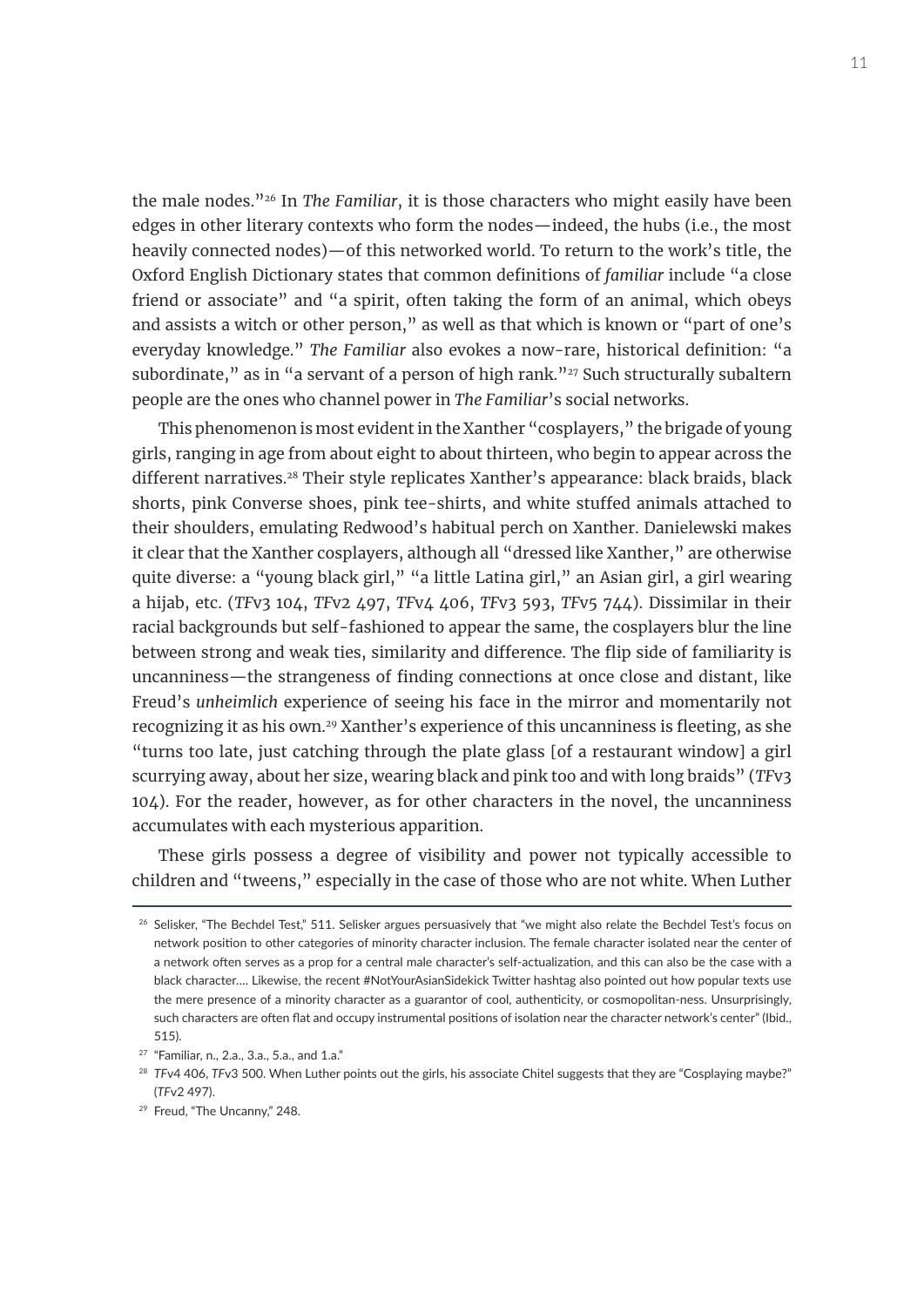the male nodes."[26] In *The Familiar*, it is those characters who might easily have been edges in other literary contexts who form the nodes—indeed, the hubs (i.e., the most heavily connected nodes)—of this networked world. To return to the work's title, the Oxford English Dictionary states that common definitions of *familiar* include "a close friend or associate" and "a spirit, often taking the form of an animal, which obeys and assists a witch or other person," as well as that which is known or "part of one's everyday knowledge." *The Familiar* also evokes a now-rare, historical definition: "a subordinate," as in "a servant of a person of high rank."[27] Such structurally subaltern people are the ones who channel power in *The Familiar*'s social networks.

This phenomenon is most evident in the Xanther "cosplayers," the brigade of young girls, ranging in age from about eight to about thirteen, who begin to appear across the different narratives.[28] Their style replicates Xanther's appearance: black braids, black shorts, pink Converse shoes, pink tee-shirts, and white stuffed animals attached to their shoulders, emulating Redwood's habitual perch on Xanther. Danielewski makes it clear that the Xanther cosplayers, although all "dressed like Xanther," are otherwise quite diverse: a "young black girl," "a little Latina girl," an Asian girl, a girl wearing a hijab, etc. (*TF*v3 104, *TF*v2 497, *TF*v4 406, *TF*v3 593, *TF*v5 744). Dissimilar in their racial backgrounds but self-fashioned to appear the same, the cosplayers blur the line between strong and weak ties, similarity and difference. The flip side of familiarity is uncanniness—the strangeness of finding connections at once close and distant, like Freud's *unheimlich* experience of seeing his face in the mirror and momentarily not recognizing it as his own.[29] Xanther's experience of this uncanniness is fleeting, as she "turns too late, just catching through the plate glass [of a restaurant window] a girl scurrying away, about her size, wearing black and pink too and with long braids" (*TF*v3 104). For the reader, however, as for other characters in the novel, the uncanniness accumulates with each mysterious apparition.

These girls possess a degree of visibility and power not typically accessible to children and "tweens," especially in the case of those who are not white. When Luther

---

[26] Selisker, "The Bechdel Test," 511. Selisker argues persuasively that "we might also relate the Bechdel Test's focus on network position to other categories of minority character inclusion. The female character isolated near the center of a network often serves as a prop for a central male character's self-actualization, and this can also be the case with a black character…. Likewise, the recent #NotYourAsianSidekick Twitter hashtag also pointed out how popular texts use the mere presence of a minority character as a guarantor of cool, authenticity, or cosmopolitan-ness. Unsurprisingly, such characters are often flat and occupy instrumental positions of isolation near the character network's center" (Ibid., 515).

[27] "Familiar, n., 2.a., 3.a., 5.a., and 1.a."

[28] *TF*v4 406, *TF*v3 500. When Luther points out the girls, his associate Chitel suggests that they are "Cosplaying maybe?" (*TF*v2 497).

[29] Freud, "The Uncanny," 248.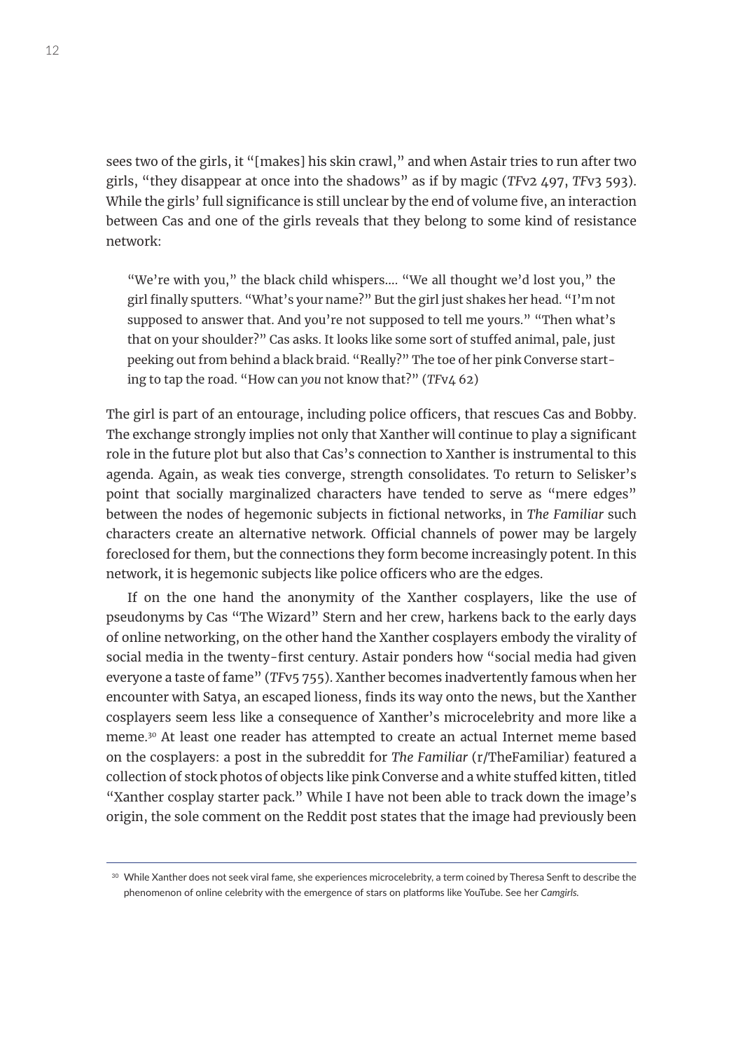sees two of the girls, it "[makes] his skin crawl," and when Astair tries to run after two girls, "they disappear at once into the shadows" as if by magic (*TF*v2 497, *TF*v3 593). While the girls' full significance is still unclear by the end of volume five, an interaction between Cas and one of the girls reveals that they belong to some kind of resistance network:

> "We're with you," the black child whispers.... "We all thought we'd lost you," the girl finally sputters. "What's your name?" But the girl just shakes her head. "I'm not supposed to answer that. And you're not supposed to tell me yours." "Then what's that on your shoulder?" Cas asks. It looks like some sort of stuffed animal, pale, just peeking out from behind a black braid. "Really?" The toe of her pink Converse starting to tap the road. "How can *you* not know that?" (*TF*v4 62)

The girl is part of an entourage, including police officers, that rescues Cas and Bobby. The exchange strongly implies not only that Xanther will continue to play a significant role in the future plot but also that Cas's connection to Xanther is instrumental to this agenda. Again, as weak ties converge, strength consolidates. To return to Selisker's point that socially marginalized characters have tended to serve as "mere edges" between the nodes of hegemonic subjects in fictional networks, in *The Familiar* such characters create an alternative network. Official channels of power may be largely foreclosed for them, but the connections they form become increasingly potent. In this network, it is hegemonic subjects like police officers who are the edges.

If on the one hand the anonymity of the Xanther cosplayers, like the use of pseudonyms by Cas "The Wizard" Stern and her crew, harkens back to the early days of online networking, on the other hand the Xanther cosplayers embody the virality of social media in the twenty-first century. Astair ponders how "social media had given everyone a taste of fame" (*TF*v5 755). Xanther becomes inadvertently famous when her encounter with Satya, an escaped lioness, finds its way onto the news, but the Xanther cosplayers seem less like a consequence of Xanther's microcelebrity and more like a meme.[30] At least one reader has attempted to create an actual Internet meme based on the cosplayers: a post in the subreddit for *The Familiar* (r/TheFamiliar) featured a collection of stock photos of objects like pink Converse and a white stuffed kitten, titled "Xanther cosplay starter pack." While I have not been able to track down the image's origin, the sole comment on the Reddit post states that the image had previously been

---

[30] While Xanther does not seek viral fame, she experiences microcelebrity, a term coined by Theresa Senft to describe the phenomenon of online celebrity with the emergence of stars on platforms like YouTube. See her *Camgirls*.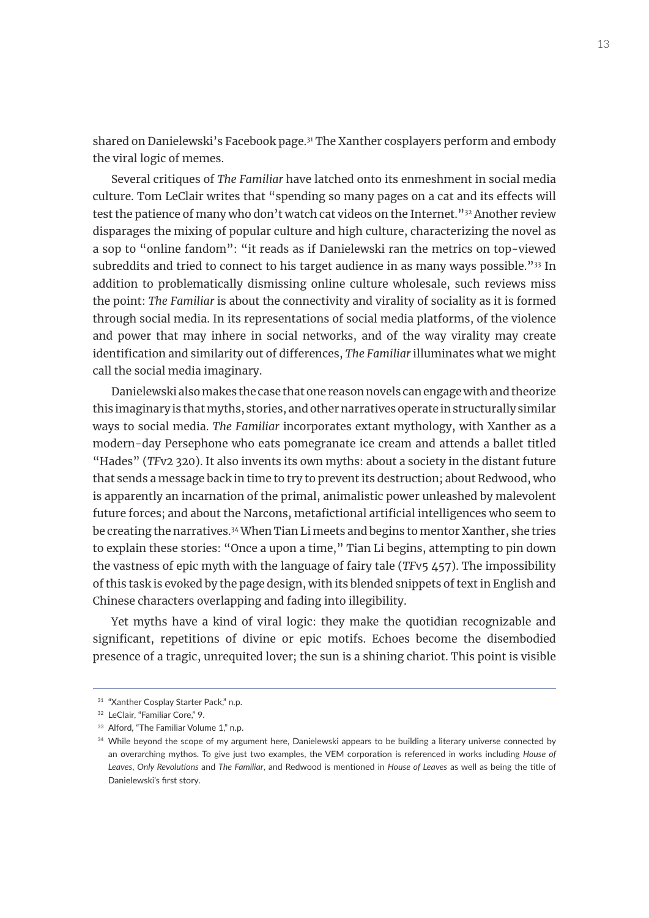shared on Danielewski's Facebook page.[31] The Xanther cosplayers perform and embody the viral logic of memes.

Several critiques of *The Familiar* have latched onto its enmeshment in social media culture. Tom LeClair writes that "spending so many pages on a cat and its effects will test the patience of many who don't watch cat videos on the Internet."[32] Another review disparages the mixing of popular culture and high culture, characterizing the novel as a sop to "online fandom": "it reads as if Danielewski ran the metrics on top-viewed subreddits and tried to connect to his target audience in as many ways possible."[33] In addition to problematically dismissing online culture wholesale, such reviews miss the point: *The Familiar* is about the connectivity and virality of sociality as it is formed through social media. In its representations of social media platforms, of the violence and power that may inhere in social networks, and of the way virality may create identification and similarity out of differences, *The Familiar* illuminates what we might call the social media imaginary.

Danielewski also makes the case that one reason novels can engage with and theorize this imaginary is that myths, stories, and other narratives operate in structurally similar ways to social media. *The Familiar* incorporates extant mythology, with Xanther as a modern-day Persephone who eats pomegranate ice cream and attends a ballet titled "Hades" (*TF*v2 320). It also invents its own myths: about a society in the distant future that sends a message back in time to try to prevent its destruction; about Redwood, who is apparently an incarnation of the primal, animalistic power unleashed by malevolent future forces; and about the Narcons, metafictional artificial intelligences who seem to be creating the narratives.[34] When Tian Li meets and begins to mentor Xanther, she tries to explain these stories: "Once a upon a time," Tian Li begins, attempting to pin down the vastness of epic myth with the language of fairy tale (*TF*v5 457). The impossibility of this task is evoked by the page design, with its blended snippets of text in English and Chinese characters overlapping and fading into illegibility.

Yet myths have a kind of viral logic: they make the quotidian recognizable and significant, repetitions of divine or epic motifs. Echoes become the disembodied presence of a tragic, unrequited lover; the sun is a shining chariot. This point is visible

---

[31] "Xanther Cosplay Starter Pack," n.p.

[32] LeClair, "Familiar Core," 9.

[33] Alford, "The Familiar Volume 1," n.p.

[34] While beyond the scope of my argument here, Danielewski appears to be building a literary universe connected by an overarching mythos. To give just two examples, the VEM corporation is referenced in works including *House of Leaves*, *Only Revolutions* and *The Familiar*, and Redwood is mentioned in *House of Leaves* as well as being the title of Danielewski's first story.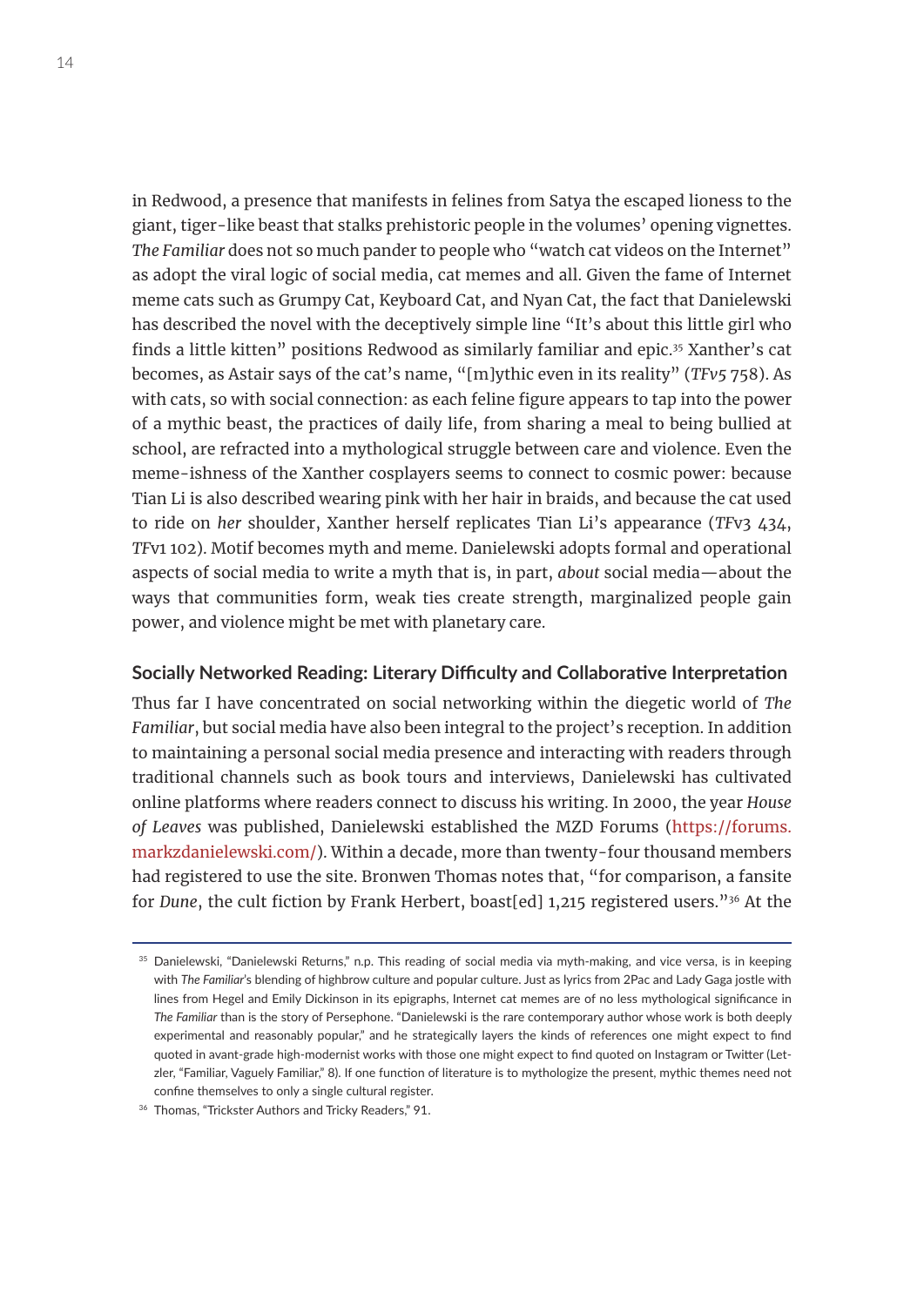in Redwood, a presence that manifests in felines from Satya the escaped lioness to the giant, tiger-like beast that stalks prehistoric people in the volumes' opening vignettes. *The Familiar* does not so much pander to people who "watch cat videos on the Internet" as adopt the viral logic of social media, cat memes and all. Given the fame of Internet meme cats such as Grumpy Cat, Keyboard Cat, and Nyan Cat, the fact that Danielewski has described the novel with the deceptively simple line "It's about this little girl who finds a little kitten" positions Redwood as similarly familiar and epic.[35] Xanther's cat becomes, as Astair says of the cat's name, "[m]ythic even in its reality" (*TFv5* 758). As with cats, so with social connection: as each feline figure appears to tap into the power of a mythic beast, the practices of daily life, from sharing a meal to being bullied at school, are refracted into a mythological struggle between care and violence. Even the meme-ishness of the Xanther cosplayers seems to connect to cosmic power: because Tian Li is also described wearing pink with her hair in braids, and because the cat used to ride on *her* shoulder, Xanther herself replicates Tian Li's appearance (*TF*v3 434, *TF*v1 102). Motif becomes myth and meme. Danielewski adopts formal and operational aspects of social media to write a myth that is, in part, *about* social media—about the ways that communities form, weak ties create strength, marginalized people gain power, and violence might be met with planetary care.

### Socially Networked Reading: Literary Difficulty and Collaborative Interpretation

Thus far I have concentrated on social networking within the diegetic world of *The Familiar*, but social media have also been integral to the project's reception. In addition to maintaining a personal social media presence and interacting with readers through traditional channels such as book tours and interviews, Danielewski has cultivated online platforms where readers connect to discuss his writing. In 2000, the year *House of Leaves* was published, Danielewski established the MZD Forums (https://forums.markzdanielewski.com/). Within a decade, more than twenty-four thousand members had registered to use the site. Bronwen Thomas notes that, "for comparison, a fansite for *Dune*, the cult fiction by Frank Herbert, boast[ed] 1,215 registered users."[36] At the

---

[35] Danielewski, "Danielewski Returns," n.p. This reading of social media via myth-making, and vice versa, is in keeping with *The Familiar*'s blending of highbrow culture and popular culture. Just as lyrics from 2Pac and Lady Gaga jostle with lines from Hegel and Emily Dickinson in its epigraphs, Internet cat memes are of no less mythological significance in *The Familiar* than is the story of Persephone. "Danielewski is the rare contemporary author whose work is both deeply experimental and reasonably popular," and he strategically layers the kinds of references one might expect to find quoted in avant-grade high-modernist works with those one might expect to find quoted on Instagram or Twitter (Letzler, "Familiar, Vaguely Familiar," 8). If one function of literature is to mythologize the present, mythic themes need not confine themselves to only a single cultural register.

[36] Thomas, "Trickster Authors and Tricky Readers," 91.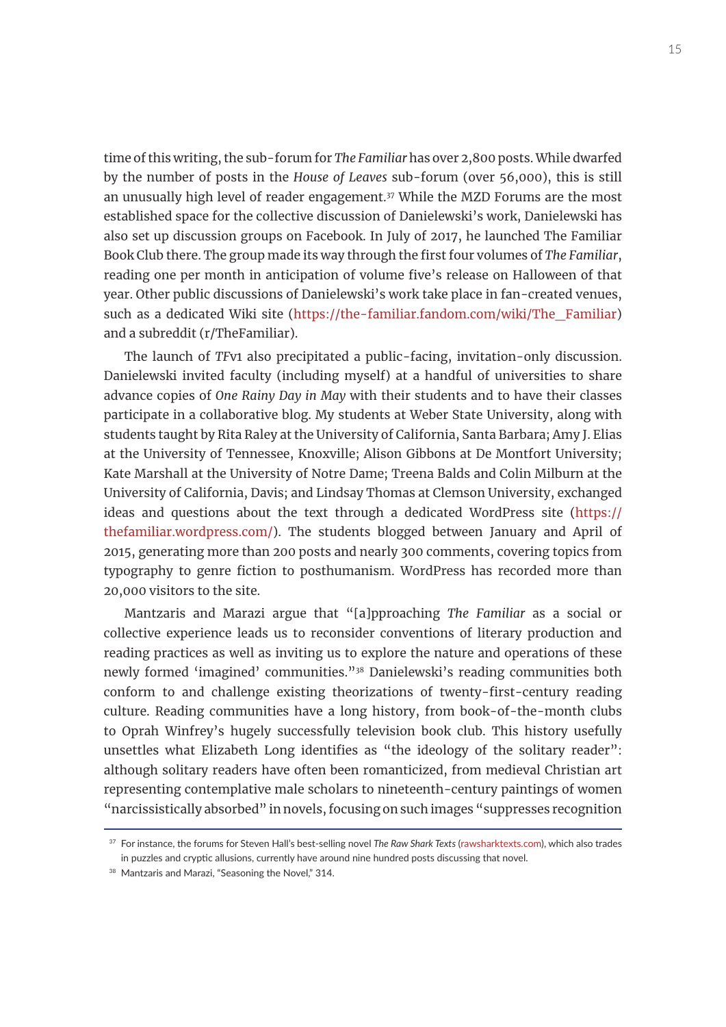time of this writing, the sub-forum for *The Familiar* has over 2,800 posts. While dwarfed by the number of posts in the *House of Leaves* sub-forum (over 56,000), this is still an unusually high level of reader engagement.[37] While the MZD Forums are the most established space for the collective discussion of Danielewski's work, Danielewski has also set up discussion groups on Facebook. In July of 2017, he launched The Familiar Book Club there. The group made its way through the first four volumes of *The Familiar*, reading one per month in anticipation of volume five's release on Halloween of that year. Other public discussions of Danielewski's work take place in fan-created venues, such as a dedicated Wiki site (https://the-familiar.fandom.com/wiki/The_Familiar) and a subreddit (r/TheFamiliar).

The launch of *TF*v1 also precipitated a public-facing, invitation-only discussion. Danielewski invited faculty (including myself) at a handful of universities to share advance copies of *One Rainy Day in May* with their students and to have their classes participate in a collaborative blog. My students at Weber State University, along with students taught by Rita Raley at the University of California, Santa Barbara; Amy J. Elias at the University of Tennessee, Knoxville; Alison Gibbons at De Montfort University; Kate Marshall at the University of Notre Dame; Treena Balds and Colin Milburn at the University of California, Davis; and Lindsay Thomas at Clemson University, exchanged ideas and questions about the text through a dedicated WordPress site (https://thefamiliar.wordpress.com/). The students blogged between January and April of 2015, generating more than 200 posts and nearly 300 comments, covering topics from typography to genre fiction to posthumanism. WordPress has recorded more than 20,000 visitors to the site.

Mantzaris and Marazi argue that "[a]pproaching *The Familiar* as a social or collective experience leads us to reconsider conventions of literary production and reading practices as well as inviting us to explore the nature and operations of these newly formed 'imagined' communities."[38] Danielewski's reading communities both conform to and challenge existing theorizations of twenty-first-century reading culture. Reading communities have a long history, from book-of-the-month clubs to Oprah Winfrey's hugely successfully television book club. This history usefully unsettles what Elizabeth Long identifies as "the ideology of the solitary reader": although solitary readers have often been romanticized, from medieval Christian art representing contemplative male scholars to nineteenth-century paintings of women "narcissistically absorbed" in novels, focusing on such images "suppresses recognition

[37] For instance, the forums for Steven Hall's best-selling novel *The Raw Shark Texts* (rawsharktexts.com), which also trades in puzzles and cryptic allusions, currently have around nine hundred posts discussing that novel.

[38] Mantzaris and Marazi, "Seasoning the Novel," 314.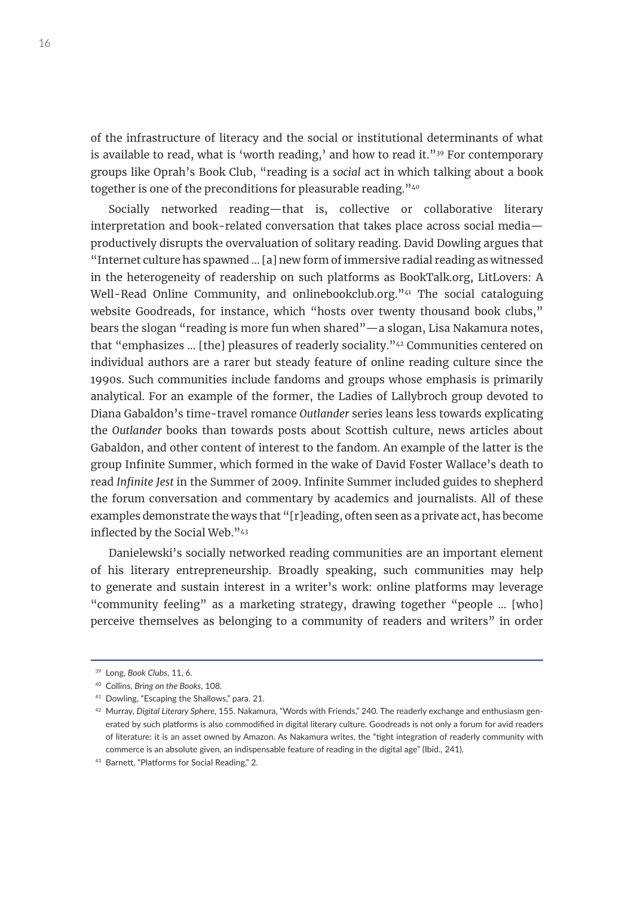of the infrastructure of literacy and the social or institutional determinants of what is available to read, what is 'worth reading,' and how to read it."[39] For contemporary groups like Oprah's Book Club, "reading is a *social* act in which talking about a book together is one of the preconditions for pleasurable reading."[40]

Socially networked reading—that is, collective or collaborative literary interpretation and book-related conversation that takes place across social media—productively disrupts the overvaluation of solitary reading. David Dowling argues that "Internet culture has spawned … [a] new form of immersive radial reading as witnessed in the heterogeneity of readership on such platforms as BookTalk.org, LitLovers: A Well-Read Online Community, and onlinebookclub.org."[41] The social cataloguing website Goodreads, for instance, which "hosts over twenty thousand book clubs," bears the slogan "reading is more fun when shared"—a slogan, Lisa Nakamura notes, that "emphasizes … [the] pleasures of readerly sociality."[42] Communities centered on individual authors are a rarer but steady feature of online reading culture since the 1990s. Such communities include fandoms and groups whose emphasis is primarily analytical. For an example of the former, the Ladies of Lallybroch group devoted to Diana Gabaldon's time-travel romance *Outlander* series leans less towards explicating the *Outlander* books than towards posts about Scottish culture, news articles about Gabaldon, and other content of interest to the fandom. An example of the latter is the group Infinite Summer, which formed in the wake of David Foster Wallace's death to read *Infinite Jest* in the Summer of 2009. Infinite Summer included guides to shepherd the forum conversation and commentary by academics and journalists. All of these examples demonstrate the ways that "[r]eading, often seen as a private act, has become inflected by the Social Web."[43]

Danielewski's socially networked reading communities are an important element of his literary entrepreneurship. Broadly speaking, such communities may help to generate and sustain interest in a writer's work: online platforms may leverage "community feeling" as a marketing strategy, drawing together "people … [who] perceive themselves as belonging to a community of readers and writers" in order

---

[39] Long, *Book Clubs*, 11, 6.

[40] Collins, *Bring on the Books*, 108.

[41] Dowling, "Escaping the Shallows," para. 21.

[42] Murray, *Digital Literary Sphere*, 155. Nakamura, "Words with Friends," 240. The readerly exchange and enthusiasm generated by such platforms is also commodified in digital literary culture. Goodreads is not only a forum for avid readers of literature: it is an asset owned by Amazon. As Nakamura writes, the "tight integration of readerly community with commerce is an absolute given, an indispensable feature of reading in the digital age" (Ibid., 241).

[43] Barnett, "Platforms for Social Reading," 2.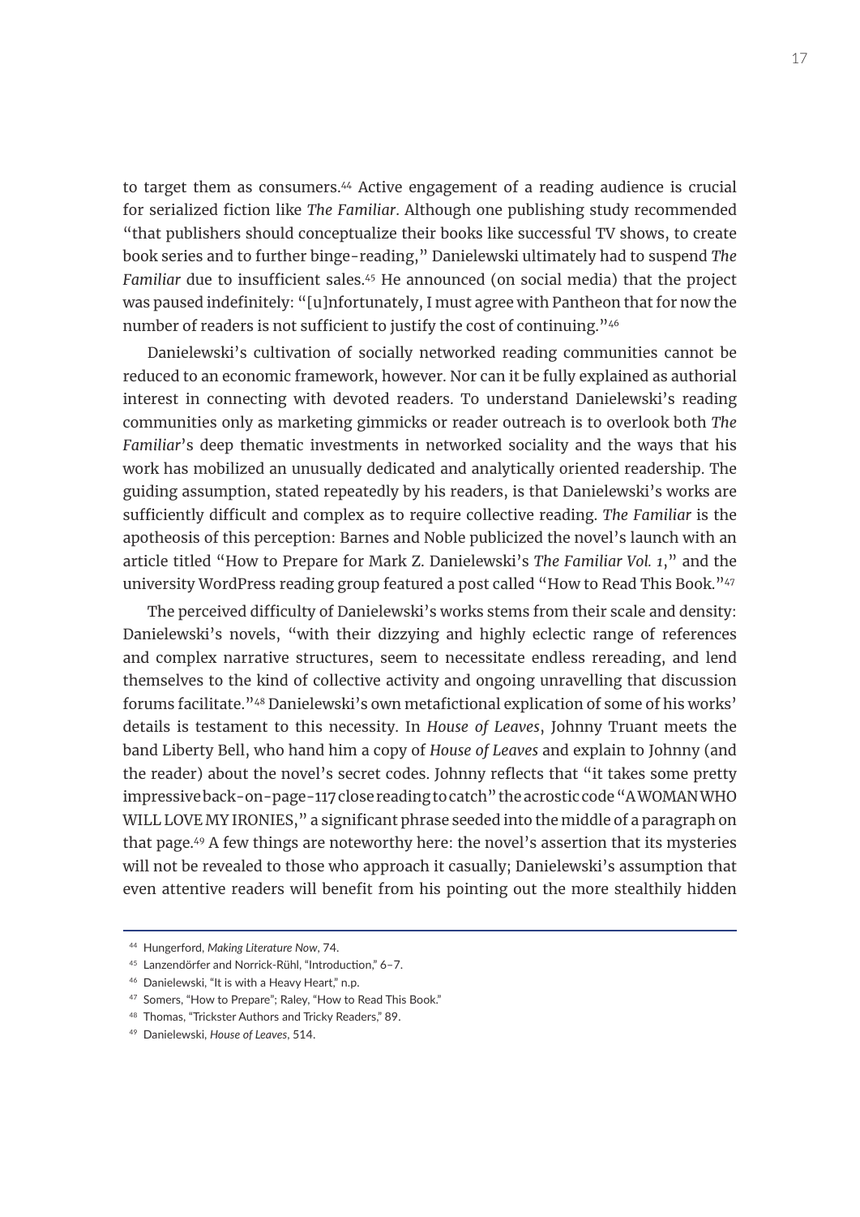to target them as consumers.[44] Active engagement of a reading audience is crucial for serialized fiction like *The Familiar*. Although one publishing study recommended "that publishers should conceptualize their books like successful TV shows, to create book series and to further binge-reading," Danielewski ultimately had to suspend *The Familiar* due to insufficient sales.[45] He announced (on social media) that the project was paused indefinitely: "[u]nfortunately, I must agree with Pantheon that for now the number of readers is not sufficient to justify the cost of continuing."[46]

Danielewski's cultivation of socially networked reading communities cannot be reduced to an economic framework, however. Nor can it be fully explained as authorial interest in connecting with devoted readers. To understand Danielewski's reading communities only as marketing gimmicks or reader outreach is to overlook both *The Familiar*'s deep thematic investments in networked sociality and the ways that his work has mobilized an unusually dedicated and analytically oriented readership. The guiding assumption, stated repeatedly by his readers, is that Danielewski's works are sufficiently difficult and complex as to require collective reading. *The Familiar* is the apotheosis of this perception: Barnes and Noble publicized the novel's launch with an article titled "How to Prepare for Mark Z. Danielewski's *The Familiar Vol. 1*," and the university WordPress reading group featured a post called "How to Read This Book."[47]

The perceived difficulty of Danielewski's works stems from their scale and density: Danielewski's novels, "with their dizzying and highly eclectic range of references and complex narrative structures, seem to necessitate endless rereading, and lend themselves to the kind of collective activity and ongoing unravelling that discussion forums facilitate."[48] Danielewski's own metafictional explication of some of his works' details is testament to this necessity. In *House of Leaves*, Johnny Truant meets the band Liberty Bell, who hand him a copy of *House of Leaves* and explain to Johnny (and the reader) about the novel's secret codes. Johnny reflects that "it takes some pretty impressive back-on-page-117 close reading to catch" the acrostic code "A WOMAN WHO WILL LOVE MY IRONIES," a significant phrase seeded into the middle of a paragraph on that page.[49] A few things are noteworthy here: the novel's assertion that its mysteries will not be revealed to those who approach it casually; Danielewski's assumption that even attentive readers will benefit from his pointing out the more stealthily hidden

---

[44] Hungerford, *Making Literature Now*, 74.

[45] Lanzendörfer and Norrick-Rühl, "Introduction," 6–7.

[46] Danielewski, "It is with a Heavy Heart," n.p.

[47] Somers, "How to Prepare"; Raley, "How to Read This Book."

[48] Thomas, "Trickster Authors and Tricky Readers," 89.

[49] Danielewski, *House of Leaves*, 514.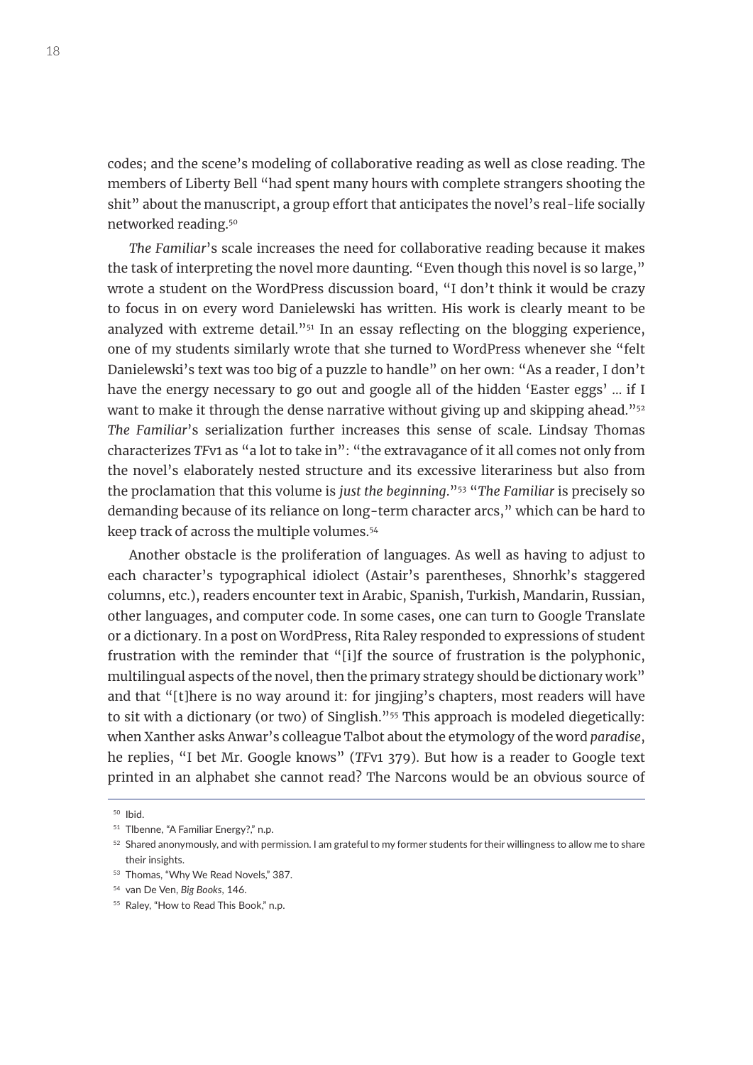codes; and the scene's modeling of collaborative reading as well as close reading. The members of Liberty Bell "had spent many hours with complete strangers shooting the shit" about the manuscript, a group effort that anticipates the novel's real-life socially networked reading.[50]

*The Familiar*'s scale increases the need for collaborative reading because it makes the task of interpreting the novel more daunting. "Even though this novel is so large," wrote a student on the WordPress discussion board, "I don't think it would be crazy to focus in on every word Danielewski has written. His work is clearly meant to be analyzed with extreme detail."[51] In an essay reflecting on the blogging experience, one of my students similarly wrote that she turned to WordPress whenever she "felt Danielewski's text was too big of a puzzle to handle" on her own: "As a reader, I don't have the energy necessary to go out and google all of the hidden 'Easter eggs' … if I want to make it through the dense narrative without giving up and skipping ahead."[52] *The Familiar*'s serialization further increases this sense of scale. Lindsay Thomas characterizes *TF*v1 as "a lot to take in": "the extravagance of it all comes not only from the novel's elaborately nested structure and its excessive literariness but also from the proclamation that this volume is *just the beginning*."[53] "*The Familiar* is precisely so demanding because of its reliance on long-term character arcs," which can be hard to keep track of across the multiple volumes.[54]

Another obstacle is the proliferation of languages. As well as having to adjust to each character's typographical idiolect (Astair's parentheses, Shnorhk's staggered columns, etc.), readers encounter text in Arabic, Spanish, Turkish, Mandarin, Russian, other languages, and computer code. In some cases, one can turn to Google Translate or a dictionary. In a post on WordPress, Rita Raley responded to expressions of student frustration with the reminder that "[i]f the source of frustration is the polyphonic, multilingual aspects of the novel, then the primary strategy should be dictionary work" and that "[t]here is no way around it: for jingjing's chapters, most readers will have to sit with a dictionary (or two) of Singlish."[55] This approach is modeled diegetically: when Xanther asks Anwar's colleague Talbot about the etymology of the word *paradise*, he replies, "I bet Mr. Google knows" (*TF*v1 379). But how is a reader to Google text printed in an alphabet she cannot read? The Narcons would be an obvious source of

---

[50] Ibid.

[51] Tlbenne, "A Familiar Energy?," n.p.

[52] Shared anonymously, and with permission. I am grateful to my former students for their willingness to allow me to share their insights.

[53] Thomas, "Why We Read Novels," 387.

[54] van De Ven, *Big Books*, 146.

[55] Raley, "How to Read This Book," n.p.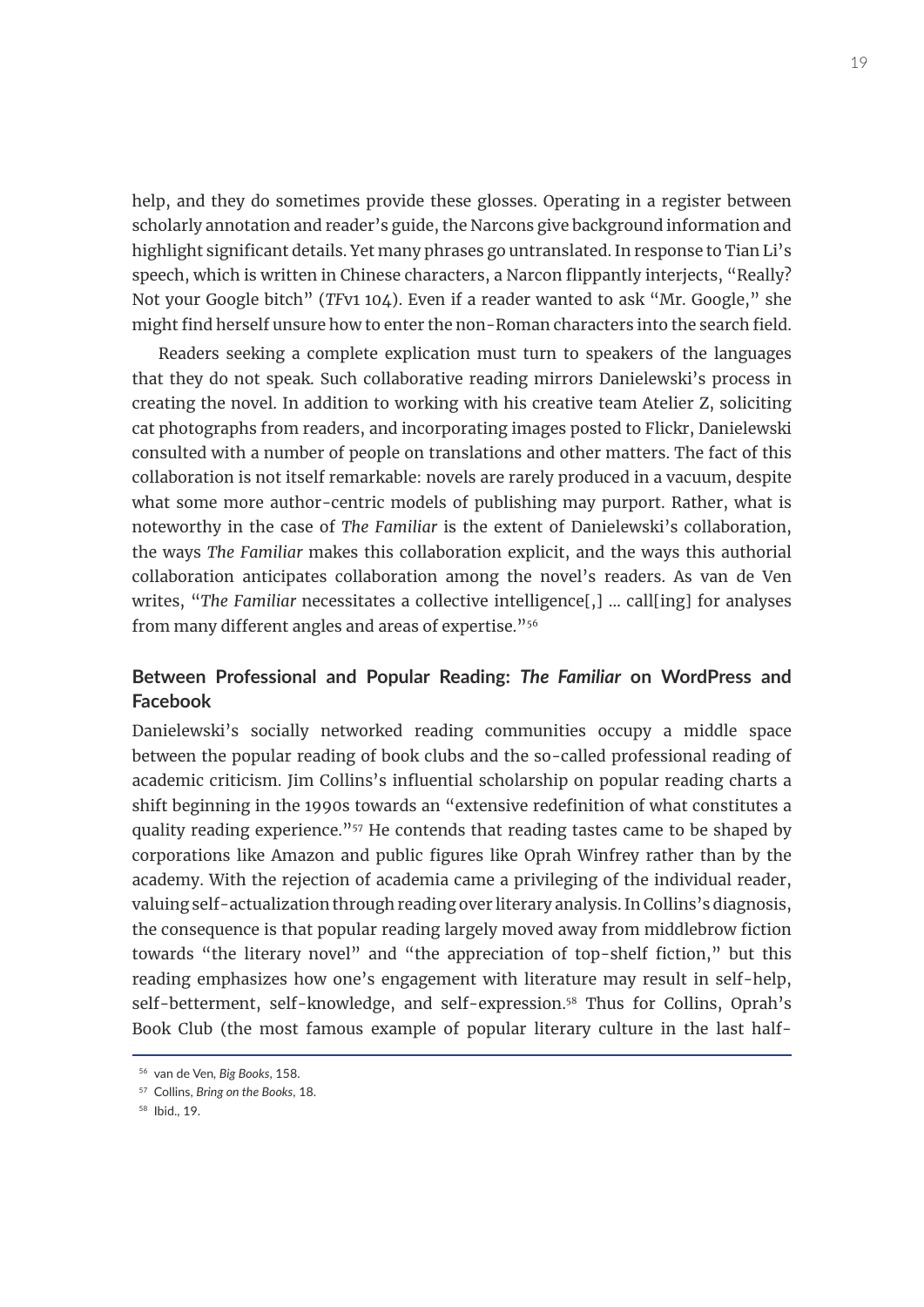help, and they do sometimes provide these glosses. Operating in a register between scholarly annotation and reader's guide, the Narcons give background information and highlight significant details. Yet many phrases go untranslated. In response to Tian Li's speech, which is written in Chinese characters, a Narcon flippantly interjects, "Really? Not your Google bitch" (*TF*v1 104). Even if a reader wanted to ask "Mr. Google," she might find herself unsure how to enter the non-Roman characters into the search field.

Readers seeking a complete explication must turn to speakers of the languages that they do not speak. Such collaborative reading mirrors Danielewski's process in creating the novel. In addition to working with his creative team Atelier Z, soliciting cat photographs from readers, and incorporating images posted to Flickr, Danielewski consulted with a number of people on translations and other matters. The fact of this collaboration is not itself remarkable: novels are rarely produced in a vacuum, despite what some more author-centric models of publishing may purport. Rather, what is noteworthy in the case of *The Familiar* is the extent of Danielewski's collaboration, the ways *The Familiar* makes this collaboration explicit, and the ways this authorial collaboration anticipates collaboration among the novel's readers. As van de Ven writes, "*The Familiar* necessitates a collective intelligence[,] … call[ing] for analyses from many different angles and areas of expertise."[56]

## Between Professional and Popular Reading: *The Familiar* on WordPress and Facebook

Danielewski's socially networked reading communities occupy a middle space between the popular reading of book clubs and the so-called professional reading of academic criticism. Jim Collins's influential scholarship on popular reading charts a shift beginning in the 1990s towards an "extensive redefinition of what constitutes a quality reading experience."[57] He contends that reading tastes came to be shaped by corporations like Amazon and public figures like Oprah Winfrey rather than by the academy. With the rejection of academia came a privileging of the individual reader, valuing self-actualization through reading over literary analysis. In Collins's diagnosis, the consequence is that popular reading largely moved away from middlebrow fiction towards "the literary novel" and "the appreciation of top-shelf fiction," but this reading emphasizes how one's engagement with literature may result in self-help, self-betterment, self-knowledge, and self-expression.[58] Thus for Collins, Oprah's Book Club (the most famous example of popular literary culture in the last half-

---

[56] van de Ven, *Big Books*, 158.

[57] Collins, *Bring on the Books*, 18.

[58] Ibid., 19.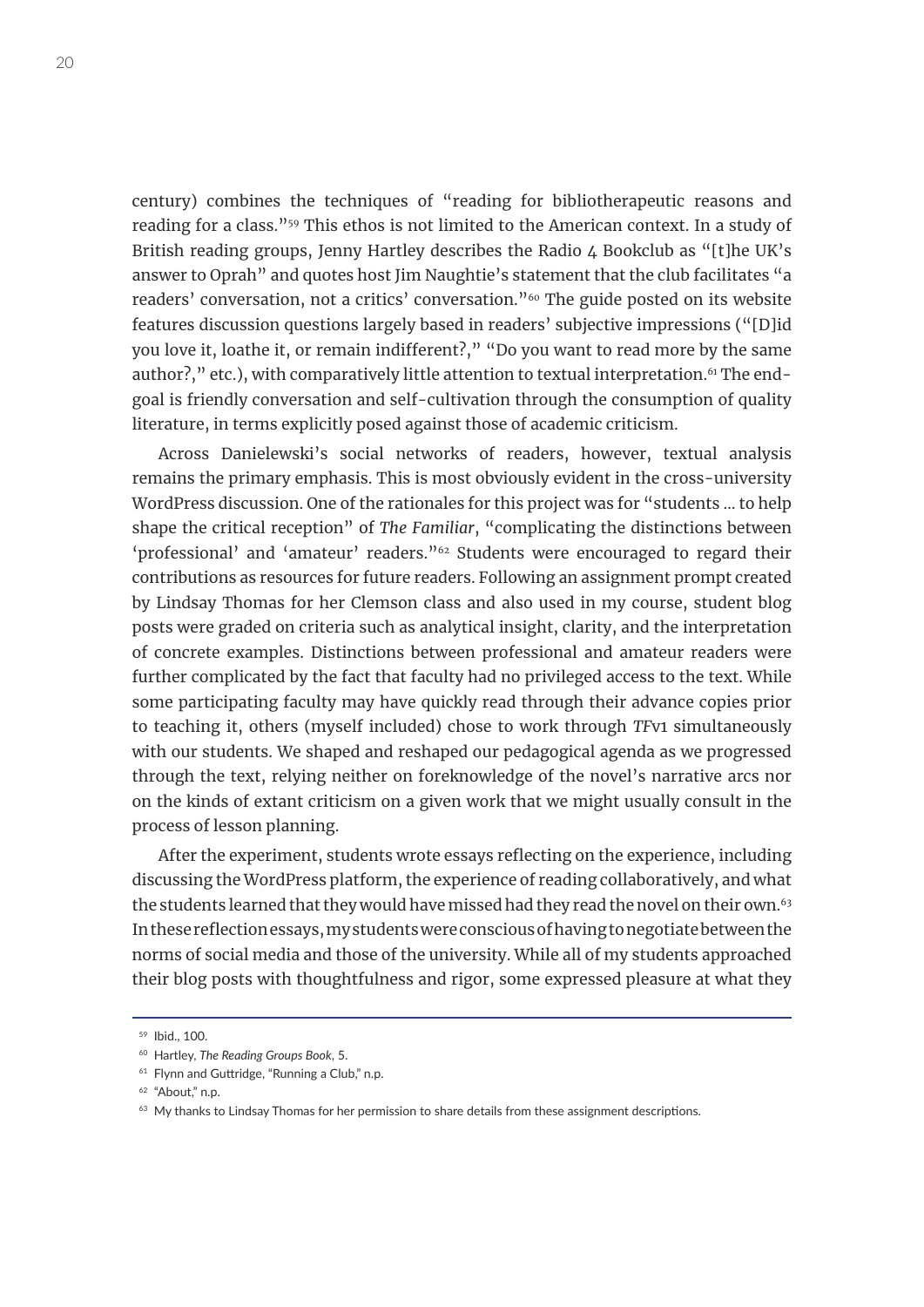century) combines the techniques of "reading for bibliotherapeutic reasons and reading for a class."[59] This ethos is not limited to the American context. In a study of British reading groups, Jenny Hartley describes the Radio 4 Bookclub as "[t]he UK's answer to Oprah" and quotes host Jim Naughtie's statement that the club facilitates "a readers' conversation, not a critics' conversation."[60] The guide posted on its website features discussion questions largely based in readers' subjective impressions ("[D]id you love it, loathe it, or remain indifferent?," "Do you want to read more by the same author?," etc.), with comparatively little attention to textual interpretation.[61] The end-goal is friendly conversation and self-cultivation through the consumption of quality literature, in terms explicitly posed against those of academic criticism.

Across Danielewski's social networks of readers, however, textual analysis remains the primary emphasis. This is most obviously evident in the cross-university WordPress discussion. One of the rationales for this project was for "students ... to help shape the critical reception" of *The Familiar*, "complicating the distinctions between 'professional' and 'amateur' readers."[62] Students were encouraged to regard their contributions as resources for future readers. Following an assignment prompt created by Lindsay Thomas for her Clemson class and also used in my course, student blog posts were graded on criteria such as analytical insight, clarity, and the interpretation of concrete examples. Distinctions between professional and amateur readers were further complicated by the fact that faculty had no privileged access to the text. While some participating faculty may have quickly read through their advance copies prior to teaching it, others (myself included) chose to work through *TF*v1 simultaneously with our students. We shaped and reshaped our pedagogical agenda as we progressed through the text, relying neither on foreknowledge of the novel's narrative arcs nor on the kinds of extant criticism on a given work that we might usually consult in the process of lesson planning.

After the experiment, students wrote essays reflecting on the experience, including discussing the WordPress platform, the experience of reading collaboratively, and what the students learned that they would have missed had they read the novel on their own.[63] In these reflection essays, my students were conscious of having to negotiate between the norms of social media and those of the university. While all of my students approached their blog posts with thoughtfulness and rigor, some expressed pleasure at what they

---

[59] Ibid., 100.

[60] Hartley, *The Reading Groups Book*, 5.

[61] Flynn and Guttridge, "Running a Club," n.p.

[62] "About," n.p.

[63] My thanks to Lindsay Thomas for her permission to share details from these assignment descriptions.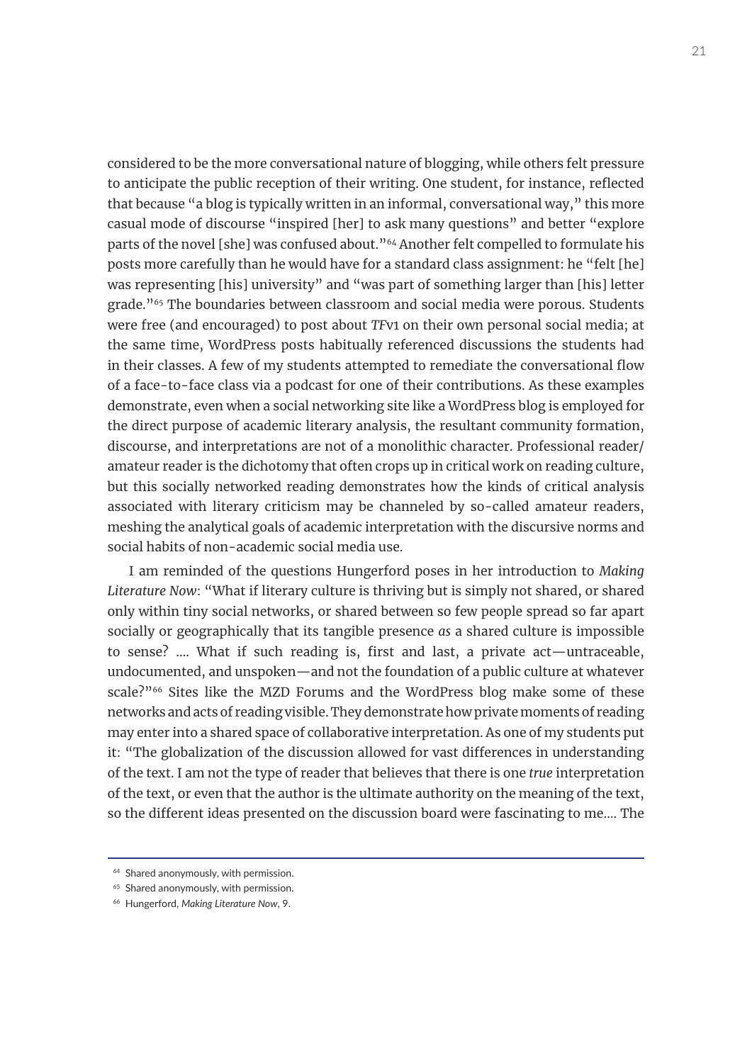considered to be the more conversational nature of blogging, while others felt pressure to anticipate the public reception of their writing. One student, for instance, reflected that because "a blog is typically written in an informal, conversational way," this more casual mode of discourse "inspired [her] to ask many questions" and better "explore parts of the novel [she] was confused about."[64] Another felt compelled to formulate his posts more carefully than he would have for a standard class assignment: he "felt [he] was representing [his] university" and "was part of something larger than [his] letter grade."[65] The boundaries between classroom and social media were porous. Students were free (and encouraged) to post about *TF*v1 on their own personal social media; at the same time, WordPress posts habitually referenced discussions the students had in their classes. A few of my students attempted to remediate the conversational flow of a face-to-face class via a podcast for one of their contributions. As these examples demonstrate, even when a social networking site like a WordPress blog is employed for the direct purpose of academic literary analysis, the resultant community formation, discourse, and interpretations are not of a monolithic character. Professional reader/amateur reader is the dichotomy that often crops up in critical work on reading culture, but this socially networked reading demonstrates how the kinds of critical analysis associated with literary criticism may be channeled by so-called amateur readers, meshing the analytical goals of academic interpretation with the discursive norms and social habits of non-academic social media use.

I am reminded of the questions Hungerford poses in her introduction to *Making Literature Now*: "What if literary culture is thriving but is simply not shared, or shared only within tiny social networks, or shared between so few people spread so far apart socially or geographically that its tangible presence *as* a shared culture is impossible to sense? .... What if such reading is, first and last, a private act—untraceable, undocumented, and unspoken—and not the foundation of a public culture at whatever scale?"[66] Sites like the MZD Forums and the WordPress blog make some of these networks and acts of reading visible. They demonstrate how private moments of reading may enter into a shared space of collaborative interpretation. As one of my students put it: "The globalization of the discussion allowed for vast differences in understanding of the text. I am not the type of reader that believes that there is one *true* interpretation of the text, or even that the author is the ultimate authority on the meaning of the text, so the different ideas presented on the discussion board were fascinating to me.... The

---

[64] Shared anonymously, with permission.

[65] Shared anonymously, with permission.

[66] Hungerford, *Making Literature Now*, 9.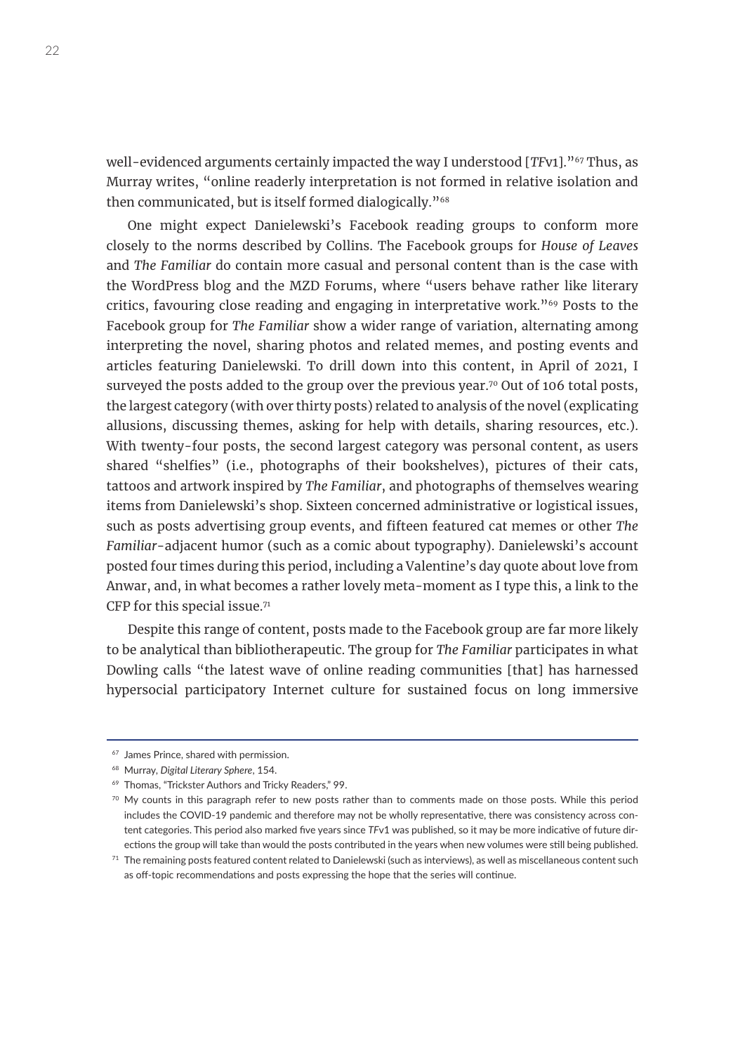well-evidenced arguments certainly impacted the way I understood [*TF*v1]."[67] Thus, as Murray writes, "online readerly interpretation is not formed in relative isolation and then communicated, but is itself formed dialogically."[68]

One might expect Danielewski's Facebook reading groups to conform more closely to the norms described by Collins. The Facebook groups for *House of Leaves* and *The Familiar* do contain more casual and personal content than is the case with the WordPress blog and the MZD Forums, where "users behave rather like literary critics, favouring close reading and engaging in interpretative work."[69] Posts to the Facebook group for *The Familiar* show a wider range of variation, alternating among interpreting the novel, sharing photos and related memes, and posting events and articles featuring Danielewski. To drill down into this content, in April of 2021, I surveyed the posts added to the group over the previous year.[70] Out of 106 total posts, the largest category (with over thirty posts) related to analysis of the novel (explicating allusions, discussing themes, asking for help with details, sharing resources, etc.). With twenty-four posts, the second largest category was personal content, as users shared "shelfies" (i.e., photographs of their bookshelves), pictures of their cats, tattoos and artwork inspired by *The Familiar*, and photographs of themselves wearing items from Danielewski's shop. Sixteen concerned administrative or logistical issues, such as posts advertising group events, and fifteen featured cat memes or other *The Familiar*-adjacent humor (such as a comic about typography). Danielewski's account posted four times during this period, including a Valentine's day quote about love from Anwar, and, in what becomes a rather lovely meta-moment as I type this, a link to the CFP for this special issue.[71]

Despite this range of content, posts made to the Facebook group are far more likely to be analytical than bibliotherapeutic. The group for *The Familiar* participates in what Dowling calls "the latest wave of online reading communities [that] has harnessed hypersocial participatory Internet culture for sustained focus on long immersive

---

[67] James Prince, shared with permission.

[68] Murray, *Digital Literary Sphere*, 154.

[69] Thomas, "Trickster Authors and Tricky Readers," 99.

[70] My counts in this paragraph refer to new posts rather than to comments made on those posts. While this period includes the COVID-19 pandemic and therefore may not be wholly representative, there was consistency across content categories. This period also marked five years since *TF*v1 was published, so it may be more indicative of future directions the group will take than would the posts contributed in the years when new volumes were still being published.

[71] The remaining posts featured content related to Danielewski (such as interviews), as well as miscellaneous content such as off-topic recommendations and posts expressing the hope that the series will continue.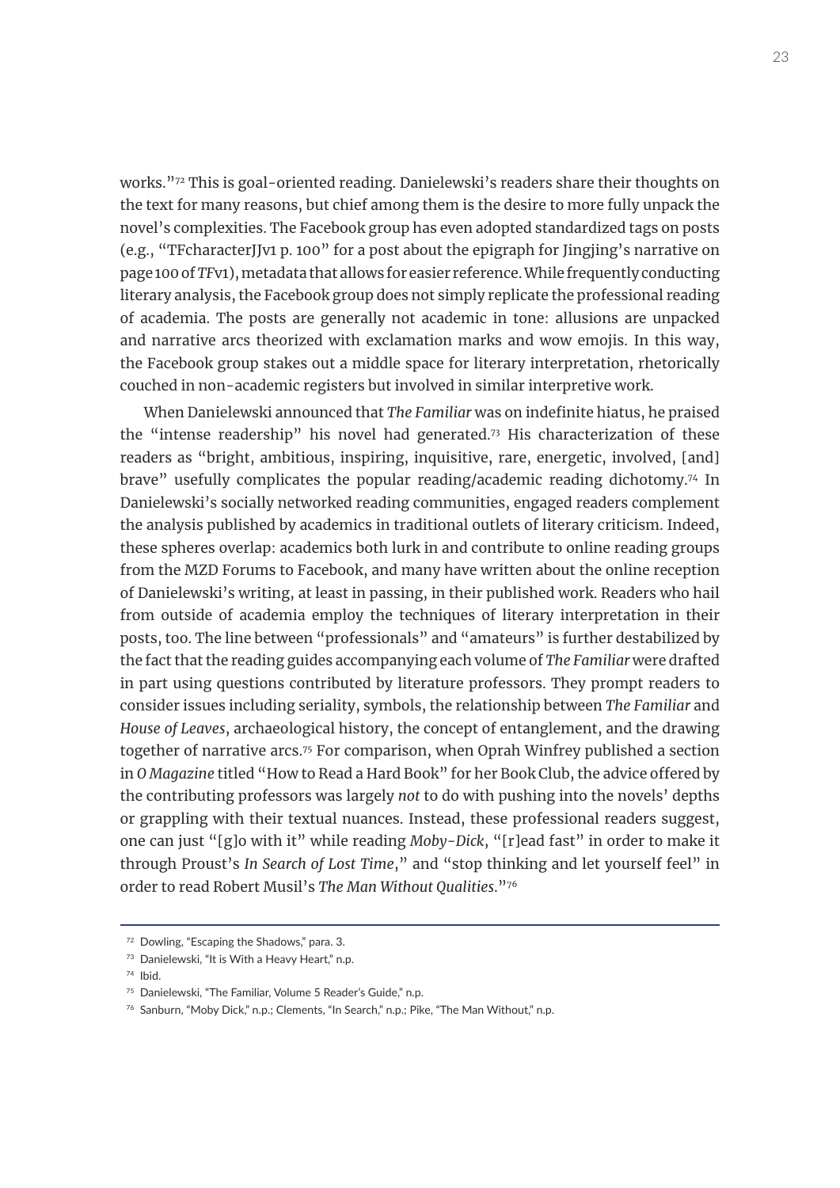works."[72] This is goal-oriented reading. Danielewski's readers share their thoughts on the text for many reasons, but chief among them is the desire to more fully unpack the novel's complexities. The Facebook group has even adopted standardized tags on posts (e.g., "TFcharacterJJv1 p. 100" for a post about the epigraph for Jingjing's narrative on page 100 of *TF*v1), metadata that allows for easier reference. While frequently conducting literary analysis, the Facebook group does not simply replicate the professional reading of academia. The posts are generally not academic in tone: allusions are unpacked and narrative arcs theorized with exclamation marks and wow emojis. In this way, the Facebook group stakes out a middle space for literary interpretation, rhetorically couched in non-academic registers but involved in similar interpretive work.

When Danielewski announced that *The Familiar* was on indefinite hiatus, he praised the "intense readership" his novel had generated.[73] His characterization of these readers as "bright, ambitious, inspiring, inquisitive, rare, energetic, involved, [and] brave" usefully complicates the popular reading/academic reading dichotomy.[74] In Danielewski's socially networked reading communities, engaged readers complement the analysis published by academics in traditional outlets of literary criticism. Indeed, these spheres overlap: academics both lurk in and contribute to online reading groups from the MZD Forums to Facebook, and many have written about the online reception of Danielewski's writing, at least in passing, in their published work. Readers who hail from outside of academia employ the techniques of literary interpretation in their posts, too. The line between "professionals" and "amateurs" is further destabilized by the fact that the reading guides accompanying each volume of *The Familiar* were drafted in part using questions contributed by literature professors. They prompt readers to consider issues including seriality, symbols, the relationship between *The Familiar* and *House of Leaves*, archaeological history, the concept of entanglement, and the drawing together of narrative arcs.[75] For comparison, when Oprah Winfrey published a section in *O Magazine* titled "How to Read a Hard Book" for her Book Club, the advice offered by the contributing professors was largely *not* to do with pushing into the novels' depths or grappling with their textual nuances. Instead, these professional readers suggest, one can just "[g]o with it" while reading *Moby-Dick*, "[r]ead fast" in order to make it through Proust's *In Search of Lost Time*," and "stop thinking and let yourself feel" in order to read Robert Musil's *The Man Without Qualities*."[76]

---

[72] Dowling, "Escaping the Shadows," para. 3.

[73] Danielewski, "It is With a Heavy Heart," n.p.

[74] Ibid.

[75] Danielewski, "The Familiar, Volume 5 Reader's Guide," n.p.

[76] Sanburn, "Moby Dick," n.p.; Clements, "In Search," n.p.; Pike, "The Man Without," n.p.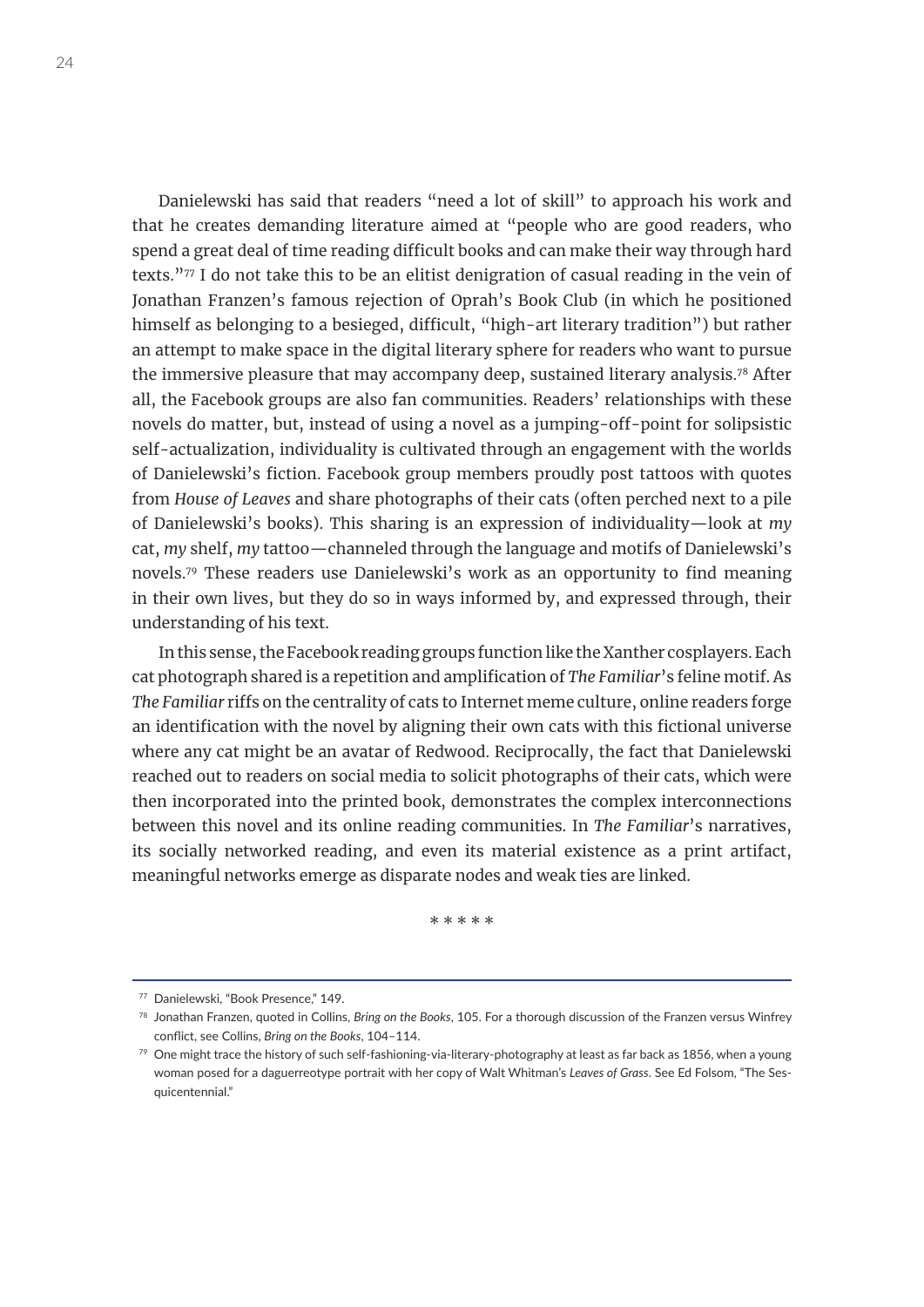Danielewski has said that readers "need a lot of skill" to approach his work and that he creates demanding literature aimed at "people who are good readers, who spend a great deal of time reading difficult books and can make their way through hard texts."[77] I do not take this to be an elitist denigration of casual reading in the vein of Jonathan Franzen's famous rejection of Oprah's Book Club (in which he positioned himself as belonging to a besieged, difficult, "high-art literary tradition") but rather an attempt to make space in the digital literary sphere for readers who want to pursue the immersive pleasure that may accompany deep, sustained literary analysis.[78] After all, the Facebook groups are also fan communities. Readers' relationships with these novels do matter, but, instead of using a novel as a jumping-off-point for solipsistic self-actualization, individuality is cultivated through an engagement with the worlds of Danielewski's fiction. Facebook group members proudly post tattoos with quotes from *House of Leaves* and share photographs of their cats (often perched next to a pile of Danielewski's books). This sharing is an expression of individuality—look at *my* cat, *my* shelf, *my* tattoo—channeled through the language and motifs of Danielewski's novels.[79] These readers use Danielewski's work as an opportunity to find meaning in their own lives, but they do so in ways informed by, and expressed through, their understanding of his text.

In this sense, the Facebook reading groups function like the Xanther cosplayers. Each cat photograph shared is a repetition and amplification of *The Familiar*'s feline motif. As *The Familiar* riffs on the centrality of cats to Internet meme culture, online readers forge an identification with the novel by aligning their own cats with this fictional universe where any cat might be an avatar of Redwood. Reciprocally, the fact that Danielewski reached out to readers on social media to solicit photographs of their cats, which were then incorporated into the printed book, demonstrates the complex interconnections between this novel and its online reading communities. In *The Familiar*'s narratives, its socially networked reading, and even its material existence as a print artifact, meaningful networks emerge as disparate nodes and weak ties are linked.

\* \* \* \* \*

---

[77] Danielewski, "Book Presence," 149.

[78] Jonathan Franzen, quoted in Collins, *Bring on the Books*, 105. For a thorough discussion of the Franzen versus Winfrey conflict, see Collins, *Bring on the Books*, 104–114.

[79] One might trace the history of such self-fashioning-via-literary-photography at least as far back as 1856, when a young woman posed for a daguerreotype portrait with her copy of Walt Whitman's *Leaves of Grass*. See Ed Folsom, "The Sesquicentennial."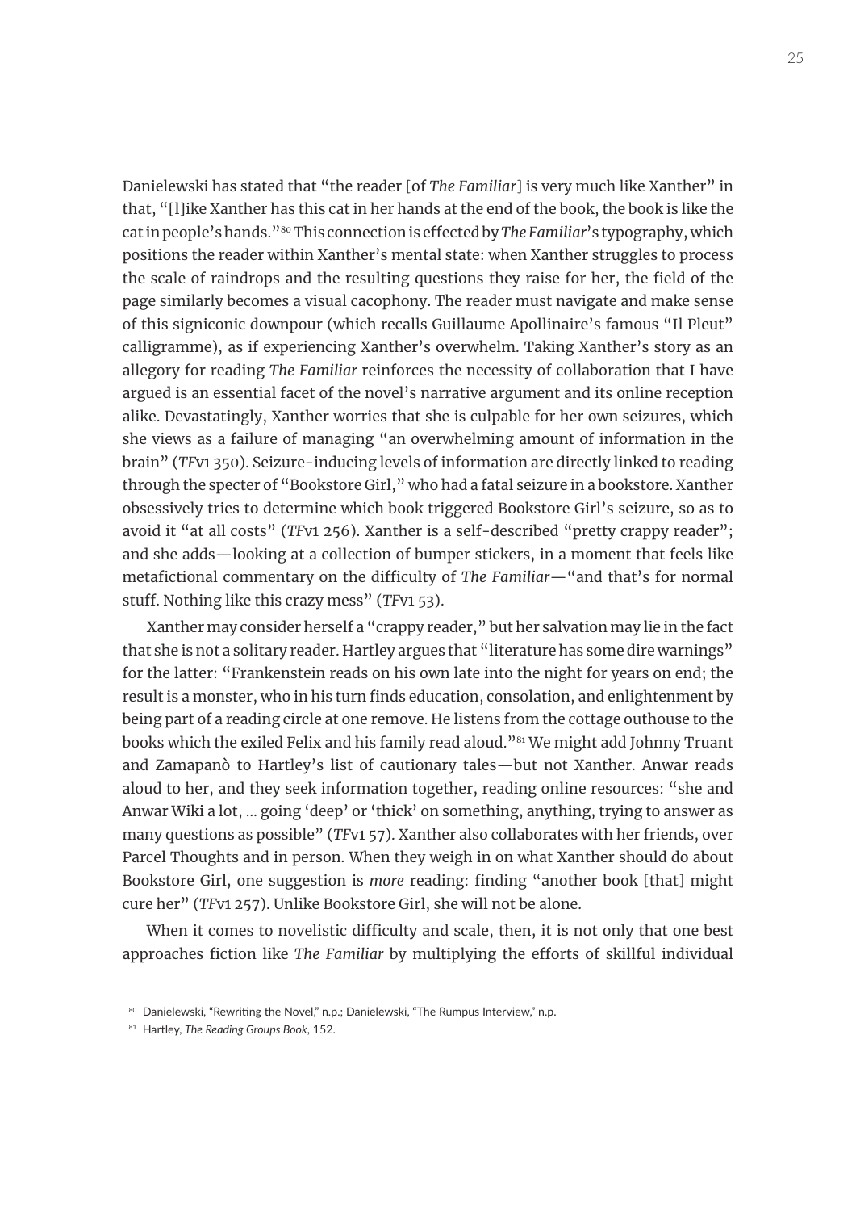Danielewski has stated that "the reader [of *The Familiar*] is very much like Xanther" in that, "[l]ike Xanther has this cat in her hands at the end of the book, the book is like the cat in people's hands."[80] This connection is effected by *The Familiar*'s typography, which positions the reader within Xanther's mental state: when Xanther struggles to process the scale of raindrops and the resulting questions they raise for her, the field of the page similarly becomes a visual cacophony. The reader must navigate and make sense of this signiconic downpour (which recalls Guillaume Apollinaire's famous "Il Pleut" calligramme), as if experiencing Xanther's overwhelm. Taking Xanther's story as an allegory for reading *The Familiar* reinforces the necessity of collaboration that I have argued is an essential facet of the novel's narrative argument and its online reception alike. Devastatingly, Xanther worries that she is culpable for her own seizures, which she views as a failure of managing "an overwhelming amount of information in the brain" (*TF*v1 350). Seizure-inducing levels of information are directly linked to reading through the specter of "Bookstore Girl," who had a fatal seizure in a bookstore. Xanther obsessively tries to determine which book triggered Bookstore Girl's seizure, so as to avoid it "at all costs" (*TF*v1 256). Xanther is a self-described "pretty crappy reader"; and she adds—looking at a collection of bumper stickers, in a moment that feels like metafictional commentary on the difficulty of *The Familiar*—"and that's for normal stuff. Nothing like this crazy mess" (*TF*v1 53).

Xanther may consider herself a "crappy reader," but her salvation may lie in the fact that she is not a solitary reader. Hartley argues that "literature has some dire warnings" for the latter: "Frankenstein reads on his own late into the night for years on end; the result is a monster, who in his turn finds education, consolation, and enlightenment by being part of a reading circle at one remove. He listens from the cottage outhouse to the books which the exiled Felix and his family read aloud."[81] We might add Johnny Truant and Zamapanò to Hartley's list of cautionary tales—but not Xanther. Anwar reads aloud to her, and they seek information together, reading online resources: "she and Anwar Wiki a lot, … going 'deep' or 'thick' on something, anything, trying to answer as many questions as possible" (*TF*v1 57). Xanther also collaborates with her friends, over Parcel Thoughts and in person. When they weigh in on what Xanther should do about Bookstore Girl, one suggestion is *more* reading: finding "another book [that] might cure her" (*TF*v1 257). Unlike Bookstore Girl, she will not be alone.

When it comes to novelistic difficulty and scale, then, it is not only that one best approaches fiction like *The Familiar* by multiplying the efforts of skillful individual

---

[80] Danielewski, "Rewriting the Novel," n.p.; Danielewski, "The Rumpus Interview," n.p.

[81] Hartley, *The Reading Groups Book*, 152.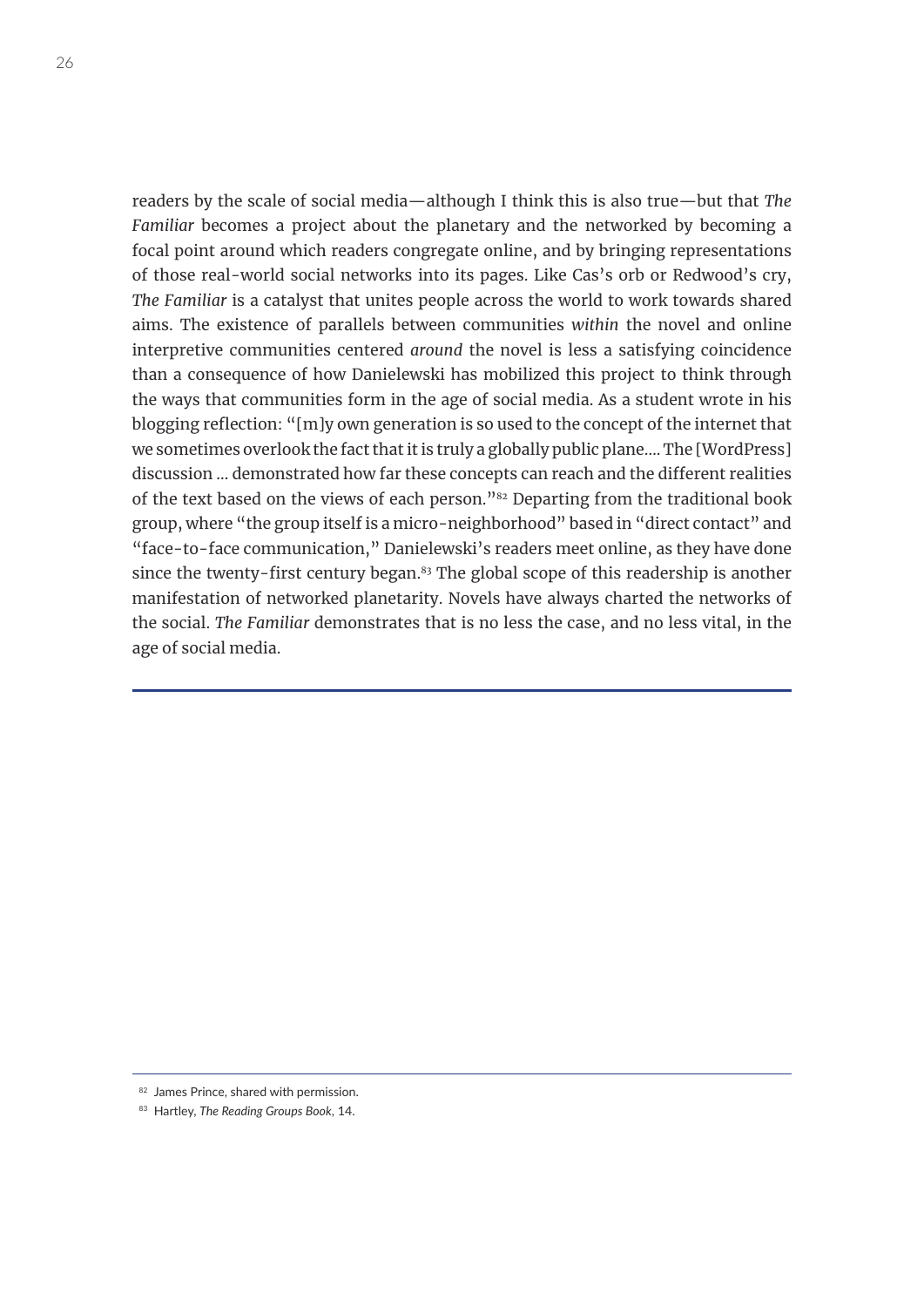readers by the scale of social media—although I think this is also true—but that *The Familiar* becomes a project about the planetary and the networked by becoming a focal point around which readers congregate online, and by bringing representations of those real-world social networks into its pages. Like Cas's orb or Redwood's cry, *The Familiar* is a catalyst that unites people across the world to work towards shared aims. The existence of parallels between communities *within* the novel and online interpretive communities centered *around* the novel is less a satisfying coincidence than a consequence of how Danielewski has mobilized this project to think through the ways that communities form in the age of social media. As a student wrote in his blogging reflection: "[m]y own generation is so used to the concept of the internet that we sometimes overlook the fact that it is truly a globally public plane.... The [WordPress] discussion ... demonstrated how far these concepts can reach and the different realities of the text based on the views of each person."[82] Departing from the traditional book group, where "the group itself is a micro-neighborhood" based in "direct contact" and "face-to-face communication," Danielewski's readers meet online, as they have done since the twenty-first century began.[83] The global scope of this readership is another manifestation of networked planetarity. Novels have always charted the networks of the social. *The Familiar* demonstrates that is no less the case, and no less vital, in the age of social media.

---

[82] James Prince, shared with permission.

[83] Hartley, *The Reading Groups Book*, 14.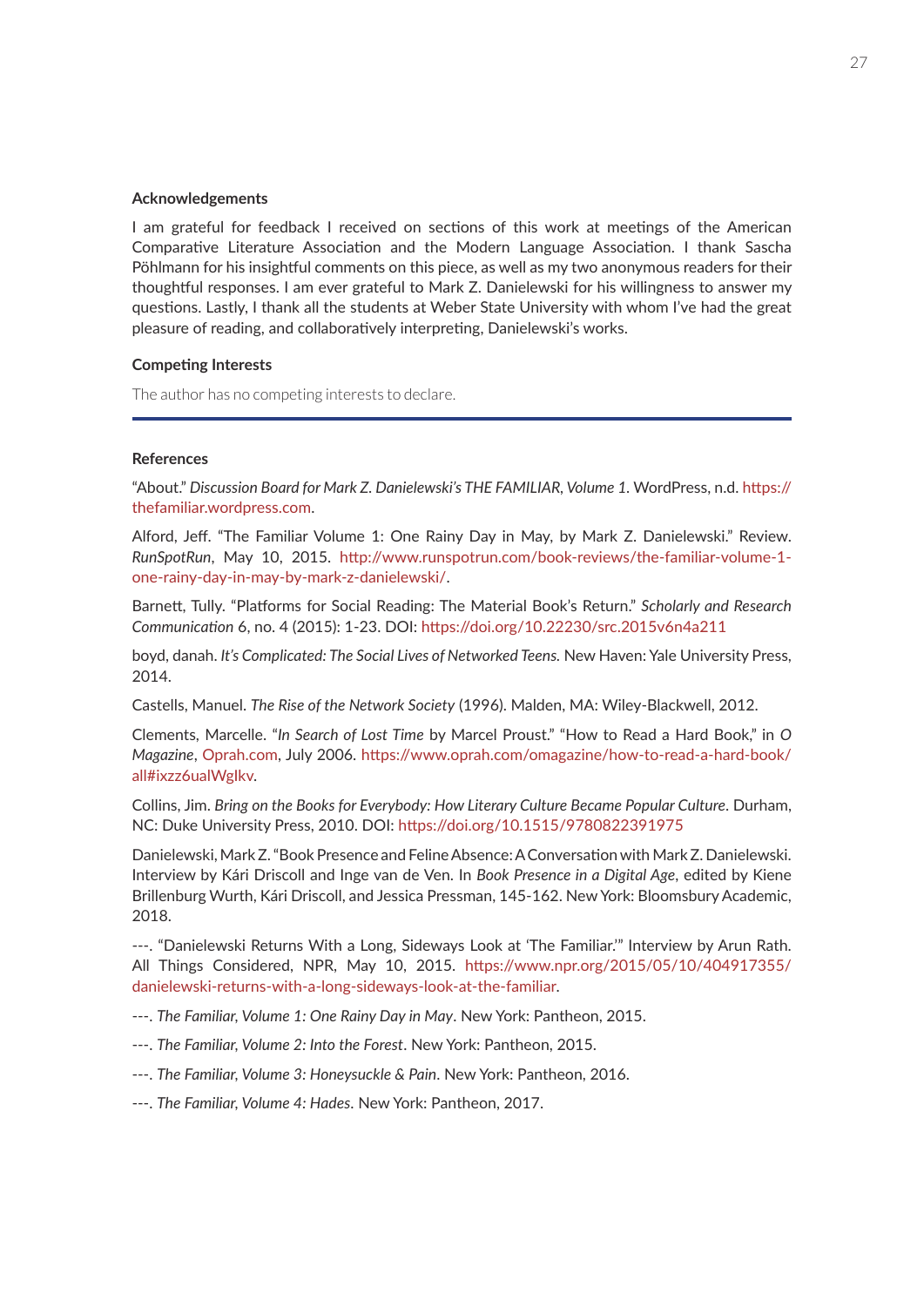### Acknowledgements

I am grateful for feedback I received on sections of this work at meetings of the American Comparative Literature Association and the Modern Language Association. I thank Sascha Pöhlmann for his insightful comments on this piece, as well as my two anonymous readers for their thoughtful responses. I am ever grateful to Mark Z. Danielewski for his willingness to answer my questions. Lastly, I thank all the students at Weber State University with whom I've had the great pleasure of reading, and collaboratively interpreting, Danielewski's works.

### Competing Interests

The author has no competing interests to declare.

---

### References

"About." *Discussion Board for Mark Z. Danielewski's THE FAMILIAR, Volume 1*. WordPress, n.d. https://thefamiliar.wordpress.com.

Alford, Jeff. "The Familiar Volume 1: One Rainy Day in May, by Mark Z. Danielewski." Review. *RunSpotRun*, May 10, 2015. http://www.runspotrun.com/book-reviews/the-familiar-volume-1-one-rainy-day-in-may-by-mark-z-danielewski/.

Barnett, Tully. "Platforms for Social Reading: The Material Book's Return." *Scholarly and Research Communication* 6, no. 4 (2015): 1-23. DOI: https://doi.org/10.22230/src.2015v6n4a211

boyd, danah. *It's Complicated: The Social Lives of Networked Teens.* New Haven: Yale University Press, 2014.

Castells, Manuel. *The Rise of the Network Society* (1996). Malden, MA: Wiley-Blackwell, 2012.

Clements, Marcelle. "*In Search of Lost Time* by Marcel Proust." "How to Read a Hard Book," in *O Magazine*, Oprah.com, July 2006. https://www.oprah.com/omagazine/how-to-read-a-hard-book/all#ixzz6ualWglkv.

Collins, Jim. *Bring on the Books for Everybody: How Literary Culture Became Popular Culture*. Durham, NC: Duke University Press, 2010. DOI: https://doi.org/10.1515/9780822391975

Danielewski, Mark Z. "Book Presence and Feline Absence: A Conversation with Mark Z. Danielewski. Interview by Kári Driscoll and Inge van de Ven. In *Book Presence in a Digital Age*, edited by Kiene Brillenburg Wurth, Kári Driscoll, and Jessica Pressman, 145-162. New York: Bloomsbury Academic, 2018.

---. "Danielewski Returns With a Long, Sideways Look at 'The Familiar.'" Interview by Arun Rath. All Things Considered, NPR, May 10, 2015. https://www.npr.org/2015/05/10/404917355/danielewski-returns-with-a-long-sideways-look-at-the-familiar.

---. *The Familiar, Volume 1: One Rainy Day in May*. New York: Pantheon, 2015.

---. *The Familiar, Volume 2: Into the Forest*. New York: Pantheon, 2015.

---. *The Familiar, Volume 3: Honeysuckle & Pain*. New York: Pantheon, 2016.

---. *The Familiar, Volume 4: Hades*. New York: Pantheon, 2017.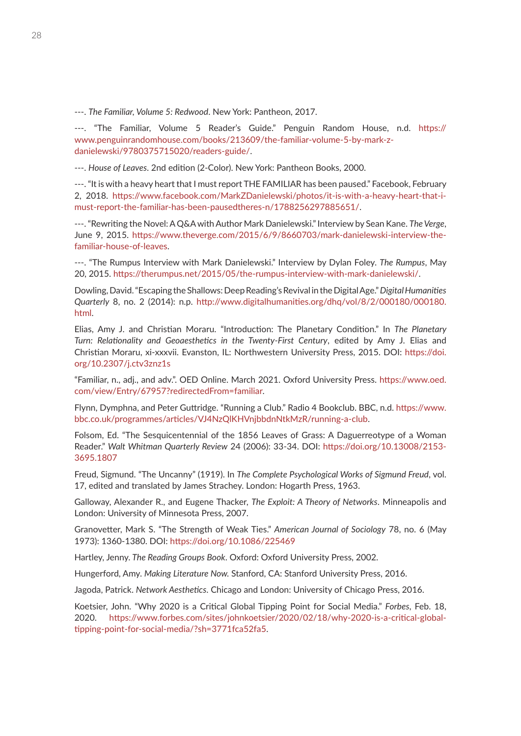---. *The Familiar, Volume 5: Redwood*. New York: Pantheon, 2017.

---. "The Familiar, Volume 5 Reader's Guide." Penguin Random House, n.d. https://www.penguinrandomhouse.com/books/213609/the-familiar-volume-5-by-mark-z-danielewski/9780375715020/readers-guide/.

---. *House of Leaves*. 2nd edition (2-Color). New York: Pantheon Books, 2000.

---. "It is with a heavy heart that I must report THE FAMILIAR has been paused." Facebook, February 2, 2018. https://www.facebook.com/MarkZDanielewski/photos/it-is-with-a-heavy-heart-that-i-must-report-the-familiar-has-been-pausedtheres-n/1788256297885651/.

---. "Rewriting the Novel: A Q&A with Author Mark Danielewski." Interview by Sean Kane. *The Verge*, June 9, 2015. https://www.theverge.com/2015/6/9/8660703/mark-danielewski-interview-the-familiar-house-of-leaves.

---. "The Rumpus Interview with Mark Danielewski." Interview by Dylan Foley. *The Rumpus*, May 20, 2015. https://therumpus.net/2015/05/the-rumpus-interview-with-mark-danielewski/.

Dowling, David. "Escaping the Shallows: Deep Reading's Revival in the Digital Age." *Digital Humanities Quarterly* 8, no. 2 (2014): n.p. http://www.digitalhumanities.org/dhq/vol/8/2/000180/000180.html.

Elias, Amy J. and Christian Moraru. "Introduction: The Planetary Condition." In *The Planetary Turn: Relationality and Geoaesthetics in the Twenty-First Century*, edited by Amy J. Elias and Christian Moraru, xi-xxxvii. Evanston, IL: Northwestern University Press, 2015. DOI: https://doi.org/10.2307/j.ctv3znz1s

"Familiar, n., adj., and adv.". OED Online. March 2021. Oxford University Press. https://www.oed.com/view/Entry/67957?redirectedFrom=familiar.

Flynn, Dymphna, and Peter Guttridge. "Running a Club." Radio 4 Bookclub. BBC, n.d. https://www.bbc.co.uk/programmes/articles/VJ4NzQlKHVnjbbdnNtkMzR/running-a-club.

Folsom, Ed. "The Sesquicentennial of the 1856 Leaves of Grass: A Daguerreotype of a Woman Reader." *Walt Whitman Quarterly Review* 24 (2006): 33-34. DOI: https://doi.org/10.13008/2153-3695.1807

Freud, Sigmund. "The Uncanny" (1919). In *The Complete Psychological Works of Sigmund Freud*, vol. 17, edited and translated by James Strachey. London: Hogarth Press, 1963.

Galloway, Alexander R., and Eugene Thacker, *The Exploit: A Theory of Networks*. Minneapolis and London: University of Minnesota Press, 2007.

Granovetter, Mark S. "The Strength of Weak Ties." *American Journal of Sociology* 78, no. 6 (May 1973): 1360-1380. DOI: https://doi.org/10.1086/225469

Hartley, Jenny. *The Reading Groups Book*. Oxford: Oxford University Press, 2002.

Hungerford, Amy. *Making Literature Now.* Stanford, CA: Stanford University Press, 2016.

Jagoda, Patrick. *Network Aesthetics*. Chicago and London: University of Chicago Press, 2016.

Koetsier, John. "Why 2020 is a Critical Global Tipping Point for Social Media." *Forbes*, Feb. 18, 2020. https://www.forbes.com/sites/johnkoetsier/2020/02/18/why-2020-is-a-critical-global-tipping-point-for-social-media/?sh=3771fca52fa5.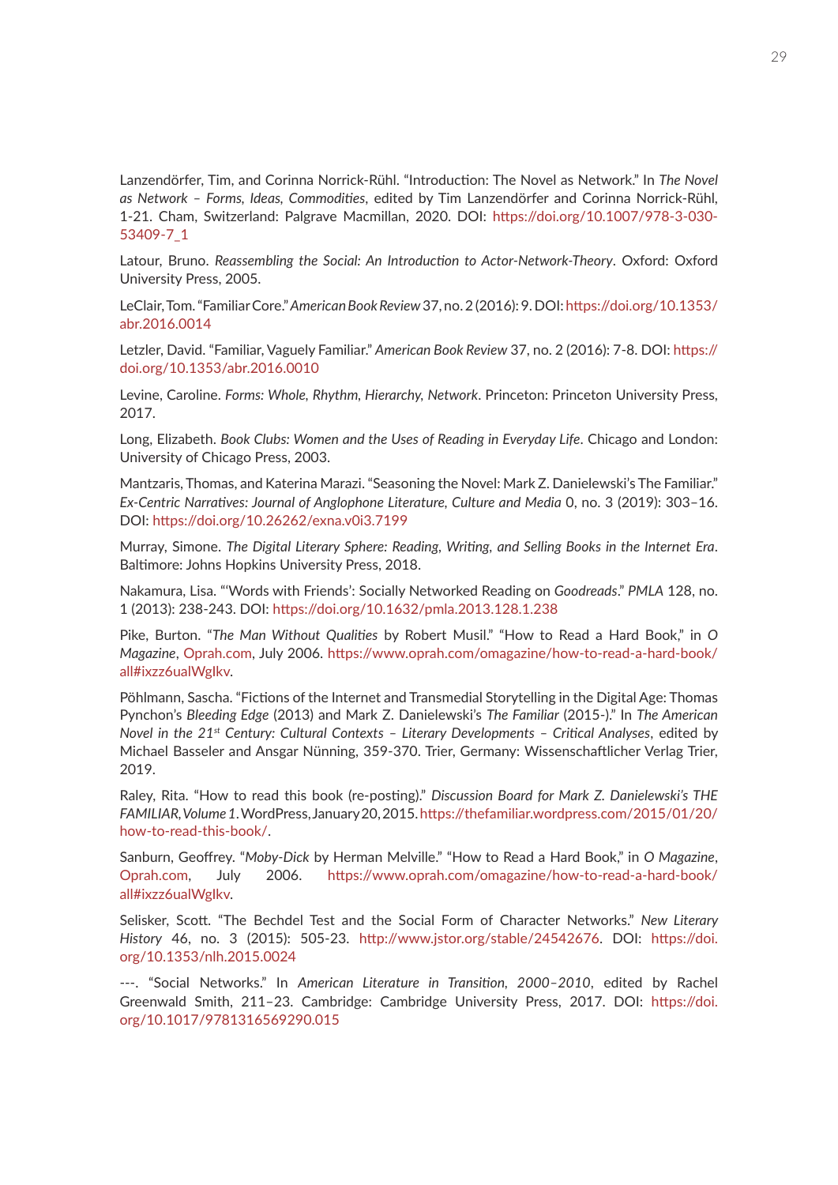Lanzendörfer, Tim, and Corinna Norrick-Rühl. "Introduction: The Novel as Network." In *The Novel as Network – Forms, Ideas, Commodities*, edited by Tim Lanzendörfer and Corinna Norrick-Rühl, 1-21. Cham, Switzerland: Palgrave Macmillan, 2020. DOI: https://doi.org/10.1007/978-3-030-53409-7_1

Latour, Bruno. *Reassembling the Social: An Introduction to Actor-Network-Theory*. Oxford: Oxford University Press, 2005.

LeClair, Tom. "Familiar Core." *American Book Review* 37, no. 2 (2016): 9. DOI: https://doi.org/10.1353/abr.2016.0014

Letzler, David. "Familiar, Vaguely Familiar." *American Book Review* 37, no. 2 (2016): 7-8. DOI: https://doi.org/10.1353/abr.2016.0010

Levine, Caroline. *Forms: Whole, Rhythm, Hierarchy, Network*. Princeton: Princeton University Press, 2017.

Long, Elizabeth. *Book Clubs: Women and the Uses of Reading in Everyday Life*. Chicago and London: University of Chicago Press, 2003.

Mantzaris, Thomas, and Katerina Marazi. "Seasoning the Novel: Mark Z. Danielewski's The Familiar." *Ex-Centric Narratives: Journal of Anglophone Literature, Culture and Media* 0, no. 3 (2019): 303–16. DOI: https://doi.org/10.26262/exna.v0i3.7199

Murray, Simone. *The Digital Literary Sphere: Reading, Writing, and Selling Books in the Internet Era*. Baltimore: Johns Hopkins University Press, 2018.

Nakamura, Lisa. "'Words with Friends': Socially Networked Reading on *Goodreads*." *PMLA* 128, no. 1 (2013): 238-243. DOI: https://doi.org/10.1632/pmla.2013.128.1.238

Pike, Burton. "*The Man Without Qualities* by Robert Musil." "How to Read a Hard Book," in *O Magazine*, Oprah.com, July 2006. https://www.oprah.com/omagazine/how-to-read-a-hard-book/all#ixzz6ualWgIkv.

Pöhlmann, Sascha. "Fictions of the Internet and Transmedial Storytelling in the Digital Age: Thomas Pynchon's *Bleeding Edge* (2013) and Mark Z. Danielewski's *The Familiar* (2015-)." In *The American Novel in the 21st Century: Cultural Contexts – Literary Developments – Critical Analyses*, edited by Michael Basseler and Ansgar Nünning, 359-370. Trier, Germany: Wissenschaftlicher Verlag Trier, 2019.

Raley, Rita. "How to read this book (re-posting)." *Discussion Board for Mark Z. Danielewski's THE FAMILIAR, Volume 1*. WordPress, January 20, 2015. https://thefamiliar.wordpress.com/2015/01/20/how-to-read-this-book/.

Sanburn, Geoffrey. "*Moby-Dick* by Herman Melville." "How to Read a Hard Book," in *O Magazine*, Oprah.com, July 2006. https://www.oprah.com/omagazine/how-to-read-a-hard-book/all#ixzz6ualWgIkv.

Selisker, Scott. "The Bechdel Test and the Social Form of Character Networks." *New Literary History* 46, no. 3 (2015): 505-23. http://www.jstor.org/stable/24542676. DOI: https://doi.org/10.1353/nlh.2015.0024

---. "Social Networks." In *American Literature in Transition, 2000–2010*, edited by Rachel Greenwald Smith, 211–23. Cambridge: Cambridge University Press, 2017. DOI: https://doi.org/10.1017/9781316569290.015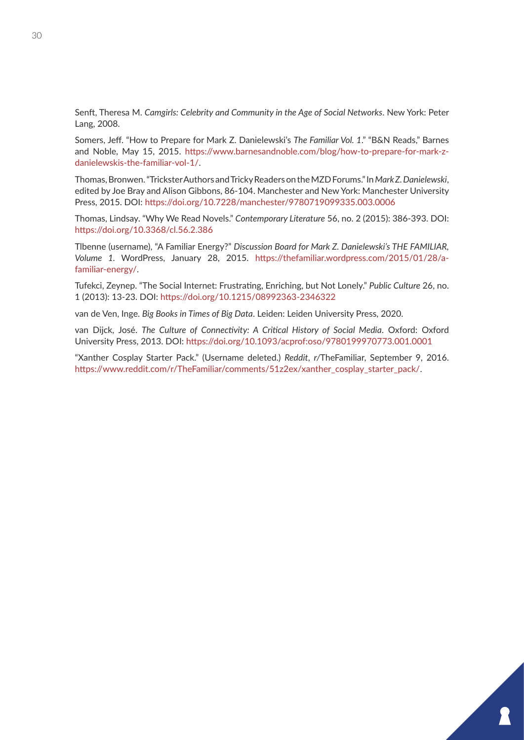Senft, Theresa M. *Camgirls: Celebrity and Community in the Age of Social Networks*. New York: Peter Lang, 2008.

Somers, Jeff. "How to Prepare for Mark Z. Danielewski's *The Familiar Vol. 1*." "B&N Reads," Barnes and Noble, May 15, 2015. https://www.barnesandnoble.com/blog/how-to-prepare-for-mark-z-danielewskis-the-familiar-vol-1/.

Thomas, Bronwen. "Trickster Authors and Tricky Readers on the MZD Forums." In *Mark Z. Danielewski*, edited by Joe Bray and Alison Gibbons, 86-104. Manchester and New York: Manchester University Press, 2015. DOI: https://doi.org/10.7228/manchester/9780719099335.003.0006

Thomas, Lindsay. "Why We Read Novels." *Contemporary Literature* 56, no. 2 (2015): 386-393. DOI: https://doi.org/10.3368/cl.56.2.386

Tlbenne (username), "A Familiar Energy?" *Discussion Board for Mark Z. Danielewski's THE FAMILIAR, Volume 1*. WordPress, January 28, 2015. https://thefamiliar.wordpress.com/2015/01/28/a-familiar-energy/.

Tufekci, Zeynep. "The Social Internet: Frustrating, Enriching, but Not Lonely." *Public Culture* 26, no. 1 (2013): 13-23. DOI: https://doi.org/10.1215/08992363-2346322

van de Ven, Inge. *Big Books in Times of Big Data*. Leiden: Leiden University Press, 2020.

van Dijck, José. *The Culture of Connectivity: A Critical History of Social Media*. Oxford: Oxford University Press, 2013. DOI: https://doi.org/10.1093/acprof:oso/9780199970773.001.0001

"Xanther Cosplay Starter Pack." (Username deleted.) *Reddit*, *r/*TheFamiliar, September 9, 2016. https://www.reddit.com/r/TheFamiliar/comments/51z2ex/xanther_cosplay_starter_pack/.